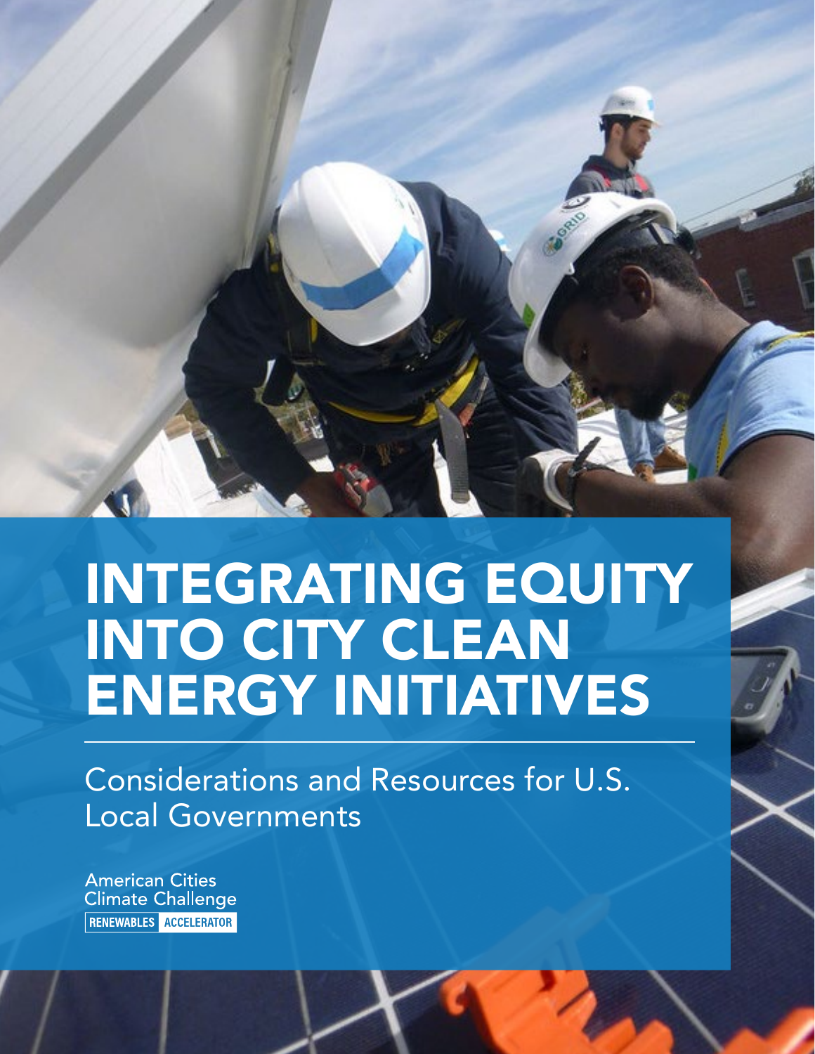# INTEGRATING EQUITY INTO CITY CLEAN ENERGY INITIATIVES

Considerations and Resources for U.S. Local Governments

American Cities Climate Challenge

RENEWABLES ACCELERATOR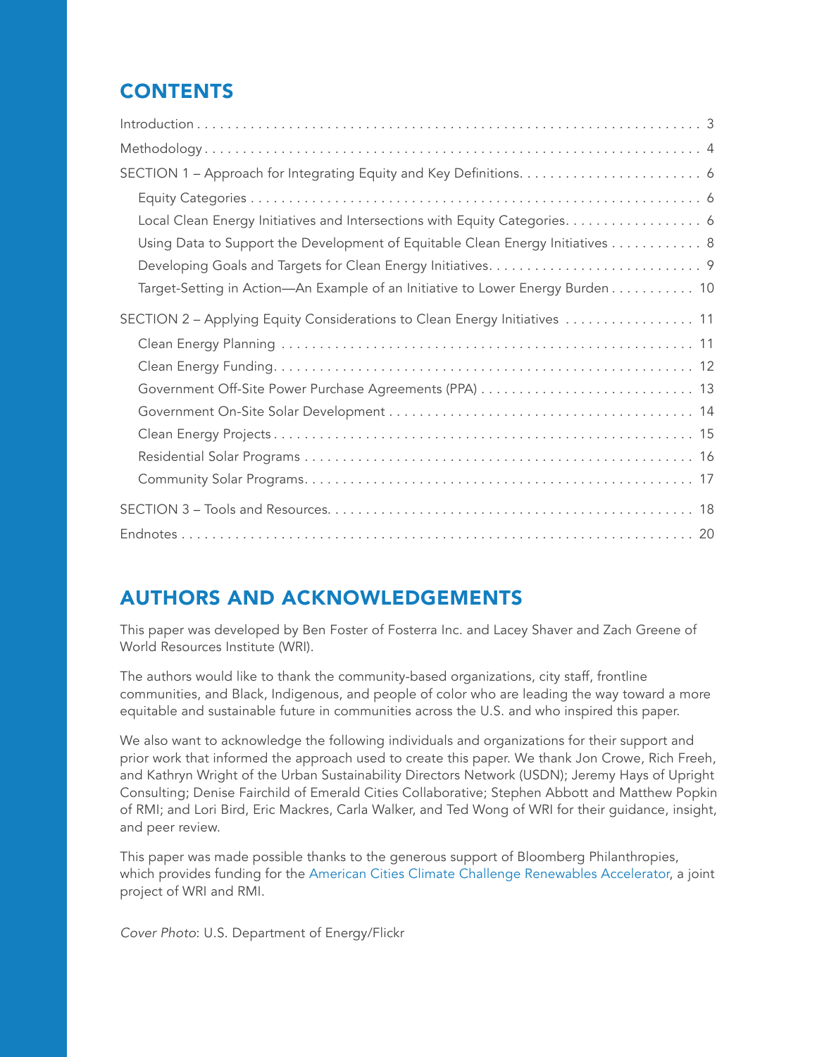## CONTENTS

| | |
|---|---|
| Introduction | 3 |
| Methodology | 4 |
| SECTION 1 – Approach for Integrating Equity and Key Definitions | 6 |
| Equity Categories | 6 |
| Local Clean Energy Initiatives and Intersections with Equity Categories | 6 |
| Using Data to Support the Development of Equitable Clean Energy Initiatives | 8 |
| Developing Goals and Targets for Clean Energy Initiatives | 9 |
| Target-Setting in Action—An Example of an Initiative to Lower Energy Burden | 10 |
| SECTION 2 – Applying Equity Considerations to Clean Energy Initiatives | 11 |
| Clean Energy Planning | 11 |
| Clean Energy Funding | 12 |
| Government Off-Site Power Purchase Agreements (PPA) | 13 |
| Government On-Site Solar Development | 14 |
| Clean Energy Projects | 15 |
| Residential Solar Programs | 16 |
| Community Solar Programs | 17 |
| SECTION 3 – Tools and Resources | 18 |
| Endnotes | 20 |

## AUTHORS AND ACKNOWLEDGEMENTS

This paper was developed by Ben Foster of Fosterra Inc. and Lacey Shaver and Zach Greene of World Resources Institute (WRI).

The authors would like to thank the community-based organizations, city staff, frontline communities, and Black, Indigenous, and people of color who are leading the way toward a more equitable and sustainable future in communities across the U.S. and who inspired this paper.

We also want to acknowledge the following individuals and organizations for their support and prior work that informed the approach used to create this paper. We thank Jon Crowe, Rich Freeh, and Kathryn Wright of the Urban Sustainability Directors Network (USDN); Jeremy Hays of Upright Consulting; Denise Fairchild of Emerald Cities Collaborative; Stephen Abbott and Matthew Popkin of RMI; and Lori Bird, Eric Mackres, Carla Walker, and Ted Wong of WRI for their guidance, insight, and peer review.

This paper was made possible thanks to the generous support of Bloomberg Philanthropies, which provides funding for the American Cities Climate Challenge Renewables Accelerator, a joint project of WRI and RMI.

*Cover Photo*: U.S. Department of Energy/Flickr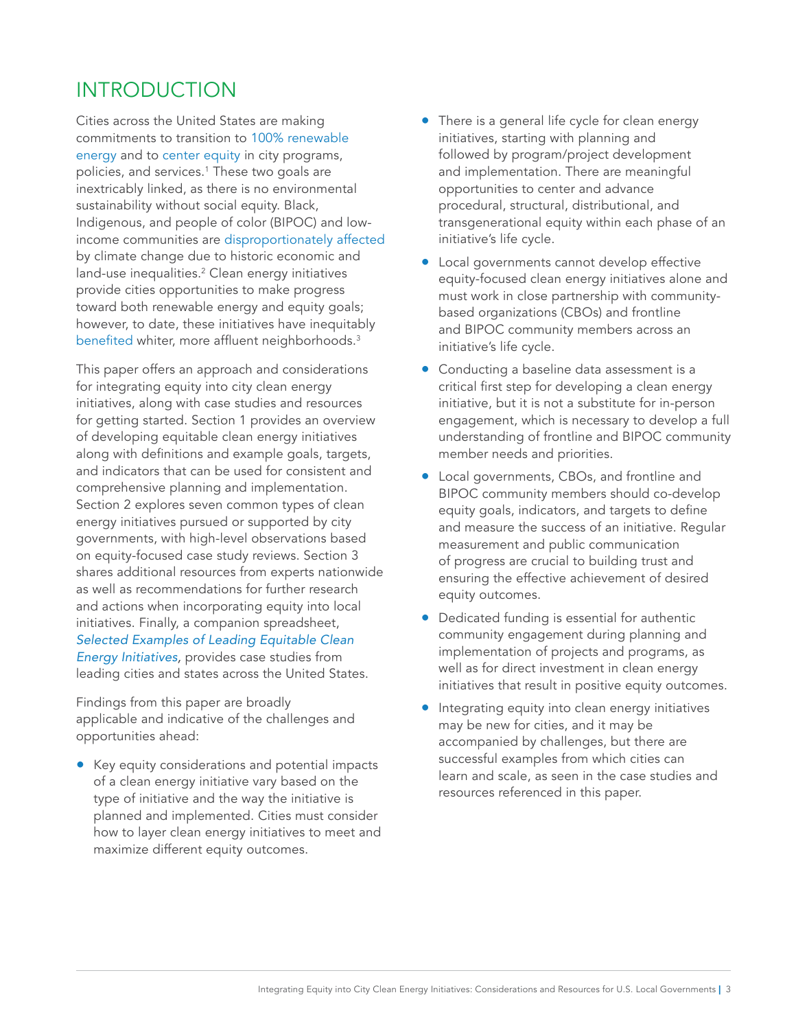# INTRODUCTION

Cities across the United States are making commitments to transition to 100% renewable energy and to center equity in city programs, policies, and services.[1] These two goals are inextricably linked, as there is no environmental sustainability without social equity. Black, Indigenous, and people of color (BIPOC) and low-income communities are disproportionately affected by climate change due to historic economic and land-use inequalities.[2] Clean energy initiatives provide cities opportunities to make progress toward both renewable energy and equity goals; however, to date, these initiatives have inequitably benefited whiter, more affluent neighborhoods.[3]

This paper offers an approach and considerations for integrating equity into city clean energy initiatives, along with case studies and resources for getting started. Section 1 provides an overview of developing equitable clean energy initiatives along with definitions and example goals, targets, and indicators that can be used for consistent and comprehensive planning and implementation. Section 2 explores seven common types of clean energy initiatives pursued or supported by city governments, with high-level observations based on equity-focused case study reviews. Section 3 shares additional resources from experts nationwide as well as recommendations for further research and actions when incorporating equity into local initiatives. Finally, a companion spreadsheet, *Selected Examples of Leading Equitable Clean Energy Initiatives*, provides case studies from leading cities and states across the United States.

Findings from this paper are broadly applicable and indicative of the challenges and opportunities ahead:

- Key equity considerations and potential impacts of a clean energy initiative vary based on the type of initiative and the way the initiative is planned and implemented. Cities must consider how to layer clean energy initiatives to meet and maximize different equity outcomes.
- There is a general life cycle for clean energy initiatives, starting with planning and followed by program/project development and implementation. There are meaningful opportunities to center and advance procedural, structural, distributional, and transgenerational equity within each phase of an initiative's life cycle.
- Local governments cannot develop effective equity-focused clean energy initiatives alone and must work in close partnership with community-based organizations (CBOs) and frontline and BIPOC community members across an initiative's life cycle.
- Conducting a baseline data assessment is a critical first step for developing a clean energy initiative, but it is not a substitute for in-person engagement, which is necessary to develop a full understanding of frontline and BIPOC community member needs and priorities.
- Local governments, CBOs, and frontline and BIPOC community members should co-develop equity goals, indicators, and targets to define and measure the success of an initiative. Regular measurement and public communication of progress are crucial to building trust and ensuring the effective achievement of desired equity outcomes.
- Dedicated funding is essential for authentic community engagement during planning and implementation of projects and programs, as well as for direct investment in clean energy initiatives that result in positive equity outcomes.
- Integrating equity into clean energy initiatives may be new for cities, and it may be accompanied by challenges, but there are successful examples from which cities can learn and scale, as seen in the case studies and resources referenced in this paper.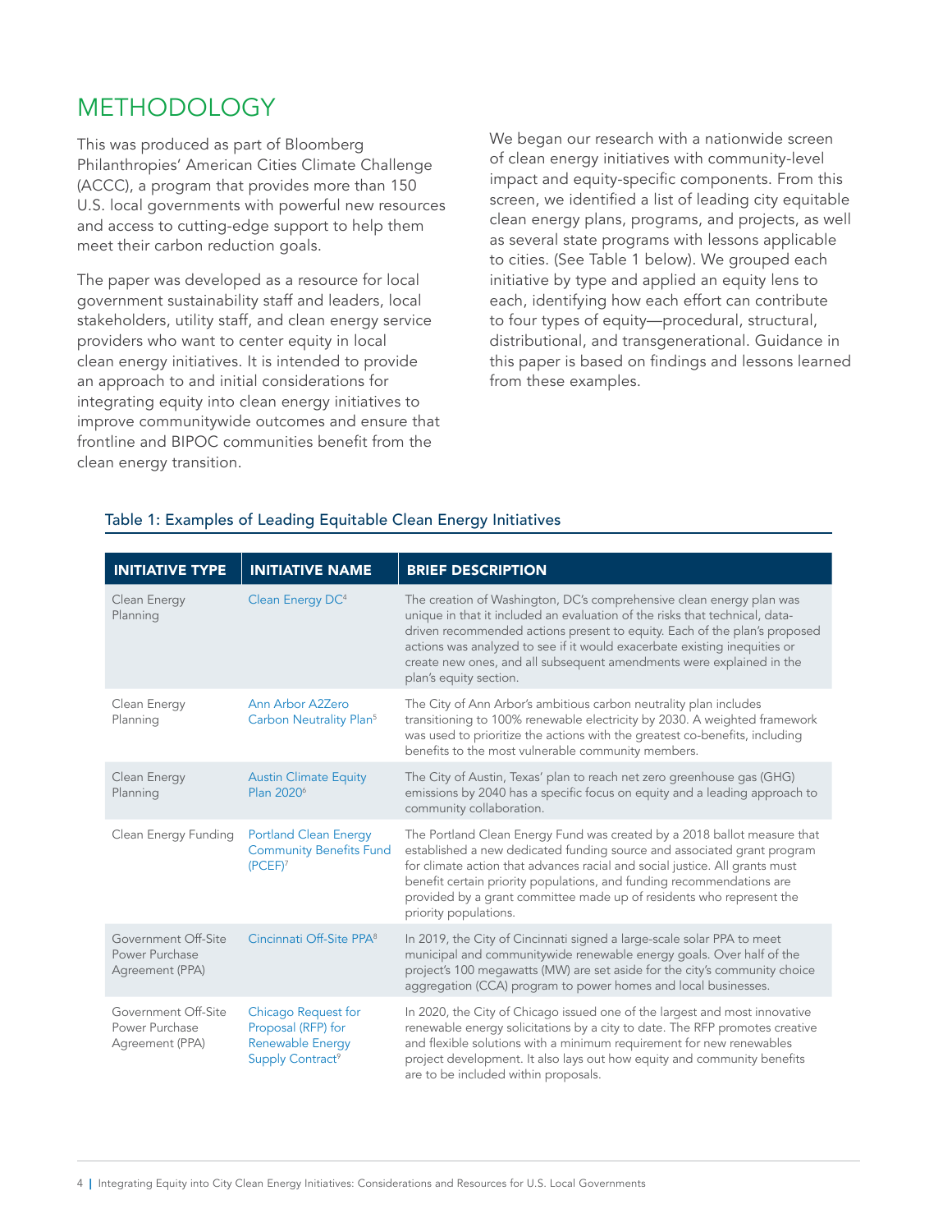# METHODOLOGY

This was produced as part of Bloomberg Philanthropies' American Cities Climate Challenge (ACCC), a program that provides more than 150 U.S. local governments with powerful new resources and access to cutting-edge support to help them meet their carbon reduction goals.

The paper was developed as a resource for local government sustainability staff and leaders, local stakeholders, utility staff, and clean energy service providers who want to center equity in local clean energy initiatives. It is intended to provide an approach to and initial considerations for integrating equity into clean energy initiatives to improve communitywide outcomes and ensure that frontline and BIPOC communities benefit from the clean energy transition.

We began our research with a nationwide screen of clean energy initiatives with community-level impact and equity-specific components. From this screen, we identified a list of leading city equitable clean energy plans, programs, and projects, as well as several state programs with lessons applicable to cities. (See Table 1 below). We grouped each initiative by type and applied an equity lens to each, identifying how each effort can contribute to four types of equity—procedural, structural, distributional, and transgenerational. Guidance in this paper is based on findings and lessons learned from these examples.

Table 1: Examples of Leading Equitable Clean Energy Initiatives

| INITIATIVE TYPE | INITIATIVE NAME | BRIEF DESCRIPTION |
|---|---|---|
| Clean Energy Planning | Clean Energy DC[4] | The creation of Washington, DC's comprehensive clean energy plan was unique in that it included an evaluation of the risks that technical, data-driven recommended actions present to equity. Each of the plan's proposed actions was analyzed to see if it would exacerbate existing inequities or create new ones, and all subsequent amendments were explained in the plan's equity section. |
| Clean Energy Planning | Ann Arbor A2Zero Carbon Neutrality Plan[5] | The City of Ann Arbor's ambitious carbon neutrality plan includes transitioning to 100% renewable electricity by 2030. A weighted framework was used to prioritize the actions with the greatest co-benefits, including benefits to the most vulnerable community members. |
| Clean Energy Planning | Austin Climate Equity Plan 2020[6] | The City of Austin, Texas' plan to reach net zero greenhouse gas (GHG) emissions by 2040 has a specific focus on equity and a leading approach to community collaboration. |
| Clean Energy Funding | Portland Clean Energy Community Benefits Fund (PCEF)[7] | The Portland Clean Energy Fund was created by a 2018 ballot measure that established a new dedicated funding source and associated grant program for climate action that advances racial and social justice. All grants must benefit certain priority populations, and funding recommendations are provided by a grant committee made up of residents who represent the priority populations. |
| Government Off-Site Power Purchase Agreement (PPA) | Cincinnati Off-Site PPA[8] | In 2019, the City of Cincinnati signed a large-scale solar PPA to meet municipal and communitywide renewable energy goals. Over half of the project's 100 megawatts (MW) are set aside for the city's community choice aggregation (CCA) program to power homes and local businesses. |
| Government Off-Site Power Purchase Agreement (PPA) | Chicago Request for Proposal (RFP) for Renewable Energy Supply Contract[9] | In 2020, the City of Chicago issued one of the largest and most innovative renewable energy solicitations by a city to date. The RFP promotes creative and flexible solutions with a minimum requirement for new renewables project development. It also lays out how equity and community benefits are to be included within proposals. |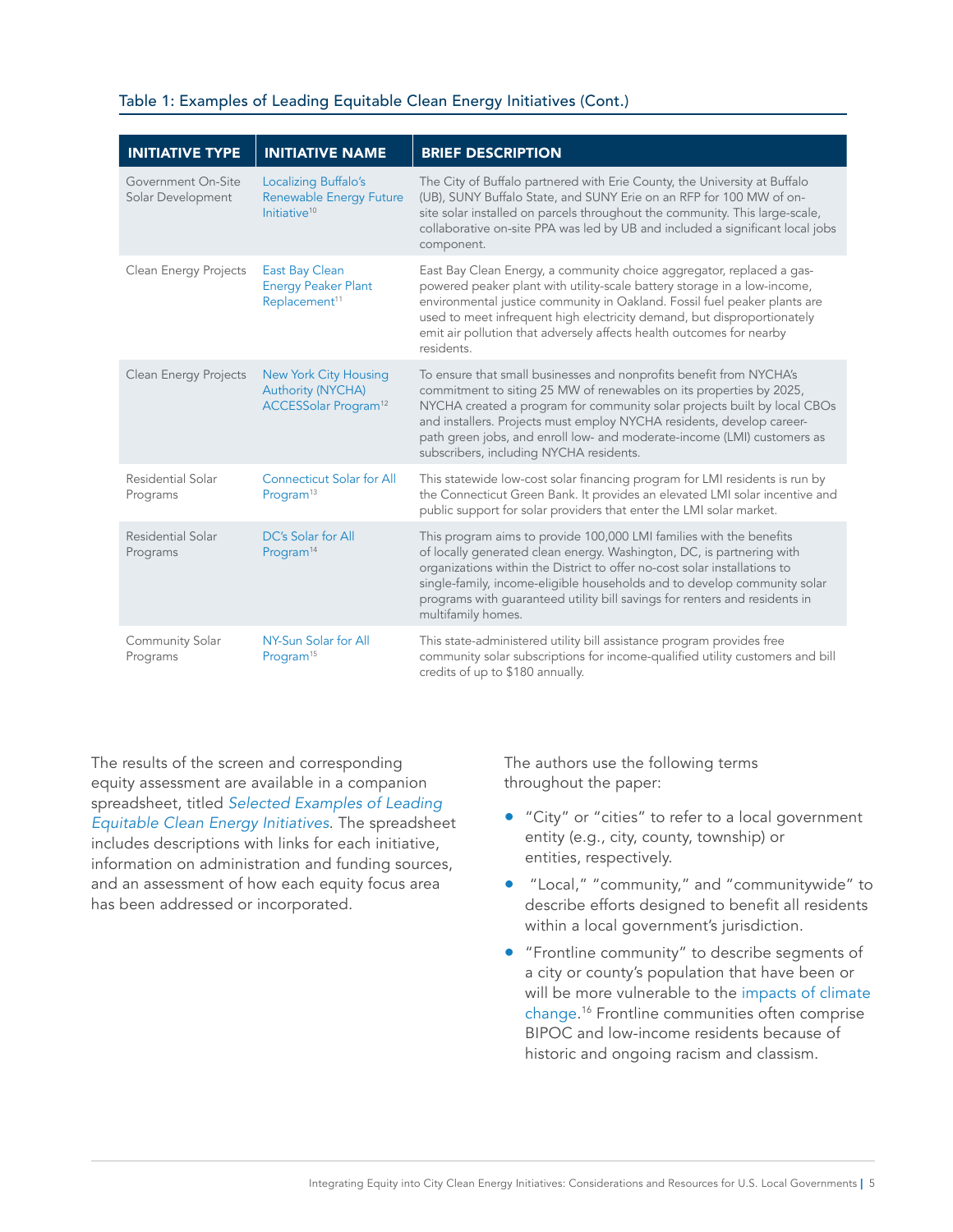Table 1: Examples of Leading Equitable Clean Energy Initiatives (Cont.)

| INITIATIVE TYPE | INITIATIVE NAME | BRIEF DESCRIPTION |
|---|---|---|
| Government On-Site Solar Development | Localizing Buffalo's Renewable Energy Future Initiative[10] | The City of Buffalo partnered with Erie County, the University at Buffalo (UB), SUNY Buffalo State, and SUNY Erie on an RFP for 100 MW of on-site solar installed on parcels throughout the community. This large-scale, collaborative on-site PPA was led by UB and included a significant local jobs component. |
| Clean Energy Projects | East Bay Clean Energy Peaker Plant Replacement[11] | East Bay Clean Energy, a community choice aggregator, replaced a gas-powered peaker plant with utility-scale battery storage in a low-income, environmental justice community in Oakland. Fossil fuel peaker plants are used to meet infrequent high electricity demand, but disproportionately emit air pollution that adversely affects health outcomes for nearby residents. |
| Clean Energy Projects | New York City Housing Authority (NYCHA) ACCESSolar Program[12] | To ensure that small businesses and nonprofits benefit from NYCHA's commitment to siting 25 MW of renewables on its properties by 2025, NYCHA created a program for community solar projects built by local CBOs and installers. Projects must employ NYCHA residents, develop career-path green jobs, and enroll low- and moderate-income (LMI) customers as subscribers, including NYCHA residents. |
| Residential Solar Programs | Connecticut Solar for All Program[13] | This statewide low-cost solar financing program for LMI residents is run by the Connecticut Green Bank. It provides an elevated LMI solar incentive and public support for solar providers that enter the LMI solar market. |
| Residential Solar Programs | DC's Solar for All Program[14] | This program aims to provide 100,000 LMI families with the benefits of locally generated clean energy. Washington, DC, is partnering with organizations within the District to offer no-cost solar installations to single-family, income-eligible households and to develop community solar programs with guaranteed utility bill savings for renters and residents in multifamily homes. |
| Community Solar Programs | NY-Sun Solar for All Program[15] | This state-administered utility bill assistance program provides free community solar subscriptions for income-qualified utility customers and bill credits of up to $180 annually. |

The results of the screen and corresponding equity assessment are available in a companion spreadsheet, titled *Selected Examples of Leading Equitable Clean Energy Initiatives*. The spreadsheet includes descriptions with links for each initiative, information on administration and funding sources, and an assessment of how each equity focus area has been addressed or incorporated.

The authors use the following terms throughout the paper:

- "City" or "cities" to refer to a local government entity (e.g., city, county, township) or entities, respectively.
- "Local," "community," and "communitywide" to describe efforts designed to benefit all residents within a local government's jurisdiction.
- "Frontline community" to describe segments of a city or county's population that have been or will be more vulnerable to the impacts of climate change.[16] Frontline communities often comprise BIPOC and low-income residents because of historic and ongoing racism and classism.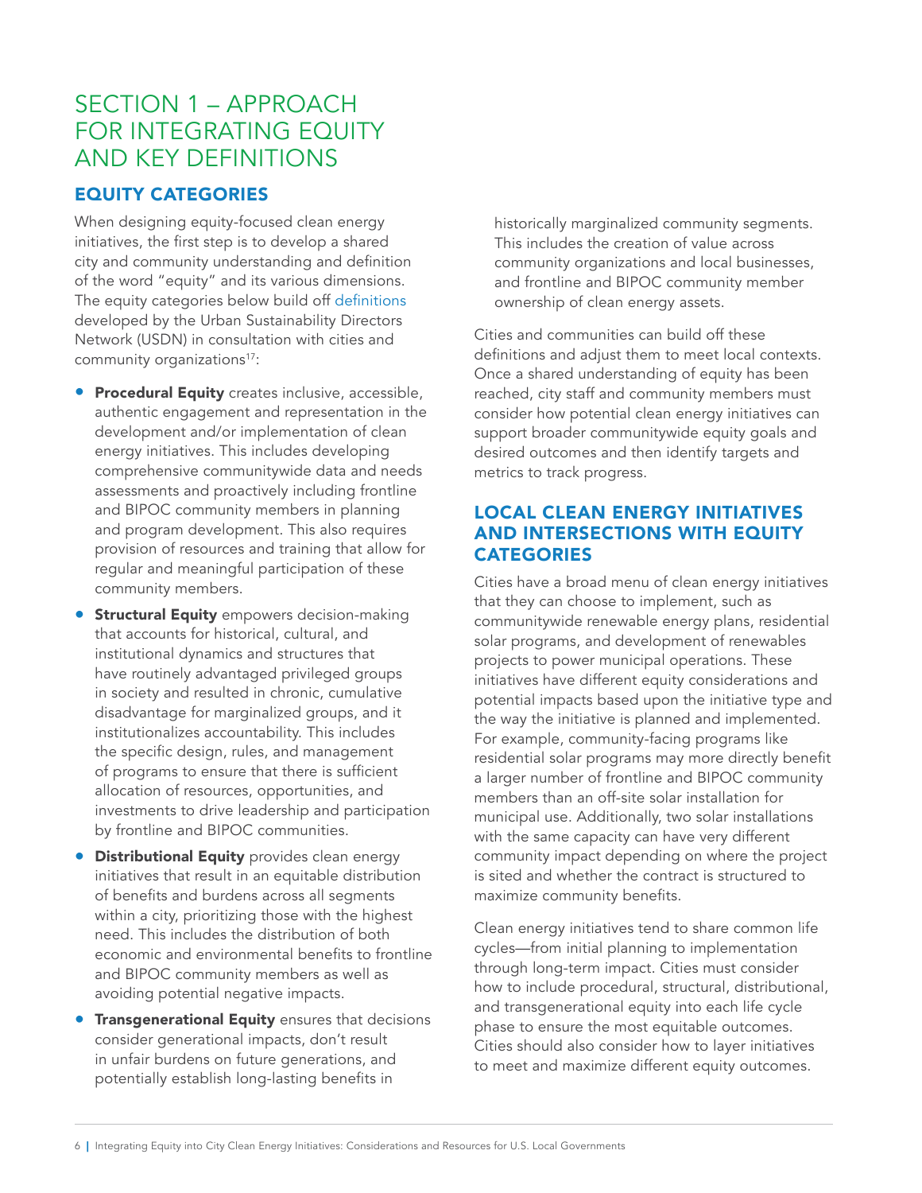# SECTION 1 – APPROACH FOR INTEGRATING EQUITY AND KEY DEFINITIONS

## EQUITY CATEGORIES

When designing equity-focused clean energy initiatives, the first step is to develop a shared city and community understanding and definition of the word "equity" and its various dimensions. The equity categories below build off definitions developed by the Urban Sustainability Directors Network (USDN) in consultation with cities and community organizations[17]:

- **Procedural Equity** creates inclusive, accessible, authentic engagement and representation in the development and/or implementation of clean energy initiatives. This includes developing comprehensive communitywide data and needs assessments and proactively including frontline and BIPOC community members in planning and program development. This also requires provision of resources and training that allow for regular and meaningful participation of these community members.
- **Structural Equity** empowers decision-making that accounts for historical, cultural, and institutional dynamics and structures that have routinely advantaged privileged groups in society and resulted in chronic, cumulative disadvantage for marginalized groups, and it institutionalizes accountability. This includes the specific design, rules, and management of programs to ensure that there is sufficient allocation of resources, opportunities, and investments to drive leadership and participation by frontline and BIPOC communities.
- **Distributional Equity** provides clean energy initiatives that result in an equitable distribution of benefits and burdens across all segments within a city, prioritizing those with the highest need. This includes the distribution of both economic and environmental benefits to frontline and BIPOC community members as well as avoiding potential negative impacts.
- **Transgenerational Equity** ensures that decisions consider generational impacts, don't result in unfair burdens on future generations, and potentially establish long-lasting benefits in historically marginalized community segments. This includes the creation of value across community organizations and local businesses, and frontline and BIPOC community member ownership of clean energy assets.

Cities and communities can build off these definitions and adjust them to meet local contexts. Once a shared understanding of equity has been reached, city staff and community members must consider how potential clean energy initiatives can support broader communitywide equity goals and desired outcomes and then identify targets and metrics to track progress.

## LOCAL CLEAN ENERGY INITIATIVES AND INTERSECTIONS WITH EQUITY CATEGORIES

Cities have a broad menu of clean energy initiatives that they can choose to implement, such as communitywide renewable energy plans, residential solar programs, and development of renewables projects to power municipal operations. These initiatives have different equity considerations and potential impacts based upon the initiative type and the way the initiative is planned and implemented. For example, community-facing programs like residential solar programs may more directly benefit a larger number of frontline and BIPOC community members than an off-site solar installation for municipal use. Additionally, two solar installations with the same capacity can have very different community impact depending on where the project is sited and whether the contract is structured to maximize community benefits.

Clean energy initiatives tend to share common life cycles—from initial planning to implementation through long-term impact. Cities must consider how to include procedural, structural, distributional, and transgenerational equity into each life cycle phase to ensure the most equitable outcomes. Cities should also consider how to layer initiatives to meet and maximize different equity outcomes.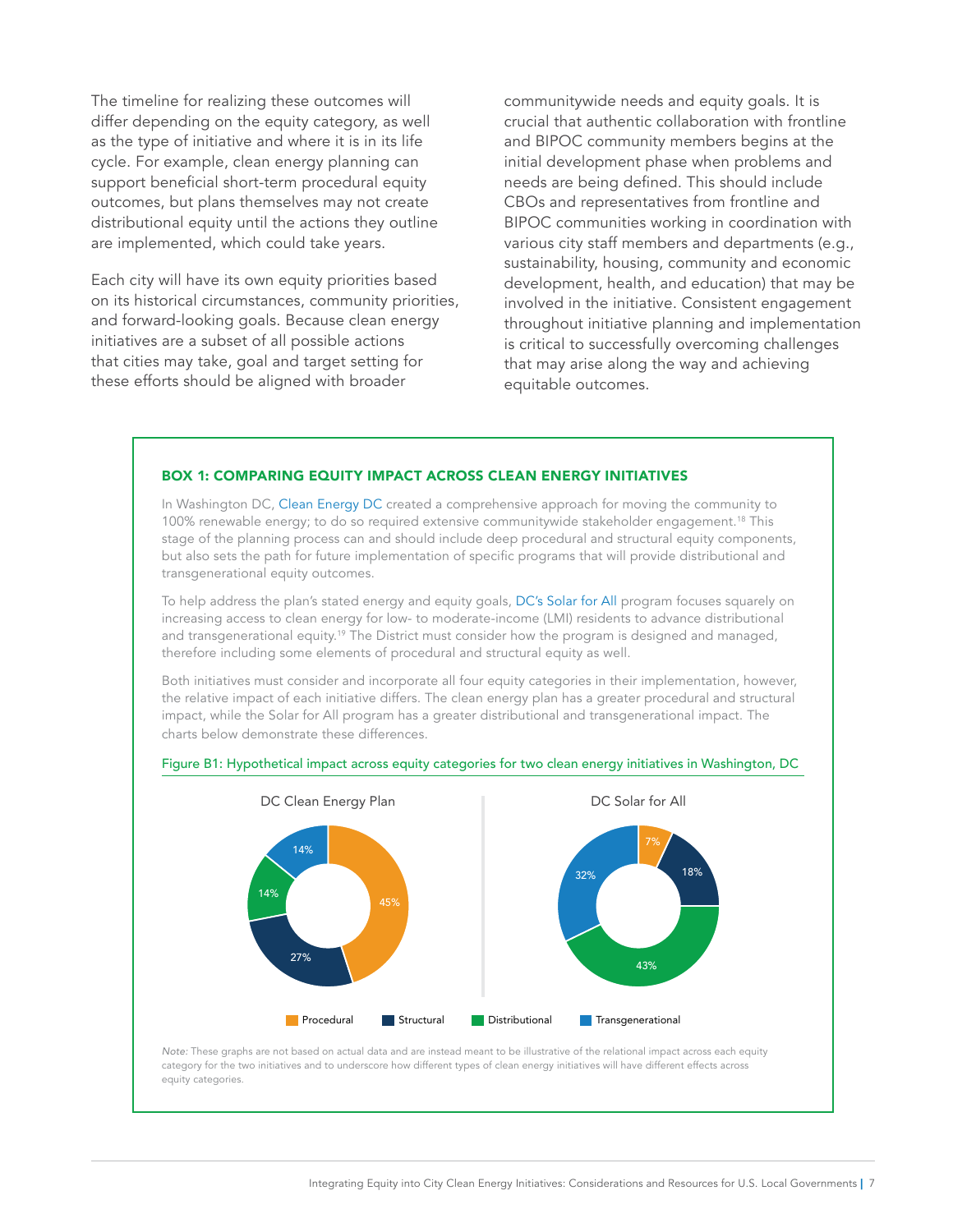The timeline for realizing these outcomes will differ depending on the equity category, as well as the type of initiative and where it is in its life cycle. For example, clean energy planning can support beneficial short-term procedural equity outcomes, but plans themselves may not create distributional equity until the actions they outline are implemented, which could take years.

Each city will have its own equity priorities based on its historical circumstances, community priorities, and forward-looking goals. Because clean energy initiatives are a subset of all possible actions that cities may take, goal and target setting for these efforts should be aligned with broader communitywide needs and equity goals. It is crucial that authentic collaboration with frontline and BIPOC community members begins at the initial development phase when problems and needs are being defined. This should include CBOs and representatives from frontline and BIPOC communities working in coordination with various city staff members and departments (e.g., sustainability, housing, community and economic development, health, and education) that may be involved in the initiative. Consistent engagement throughout initiative planning and implementation is critical to successfully overcoming challenges that may arise along the way and achieving equitable outcomes.

### BOX 1: COMPARING EQUITY IMPACT ACROSS CLEAN ENERGY INITIATIVES

In Washington DC, Clean Energy DC created a comprehensive approach for moving the community to 100% renewable energy; to do so required extensive communitywide stakeholder engagement.[18] This stage of the planning process can and should include deep procedural and structural equity components, but also sets the path for future implementation of specific programs that will provide distributional and transgenerational equity outcomes.

To help address the plan's stated energy and equity goals, DC's Solar for All program focuses squarely on increasing access to clean energy for low- to moderate-income (LMI) residents to advance distributional and transgenerational equity.[19] The District must consider how the program is designed and managed, therefore including some elements of procedural and structural equity as well.

Both initiatives must consider and incorporate all four equity categories in their implementation, however, the relative impact of each initiative differs. The clean energy plan has a greater procedural and structural impact, while the Solar for All program has a greater distributional and transgenerational impact. The charts below demonstrate these differences.

Figure B1: Hypothetical impact across equity categories for two clean energy initiatives in Washington, DC

| Equity category | DC Clean Energy Plan | DC Solar for All |
|---|---|---|
| Procedural | 45% | 7% |
| Structural | 27% | 18% |
| Distributional | 14% | 43% |
| Transgenerational | 14% | 32% |

*Note:* These graphs are not based on actual data and are instead meant to be illustrative of the relational impact across each equity category for the two initiatives and to underscore how different types of clean energy initiatives will have different effects across equity categories.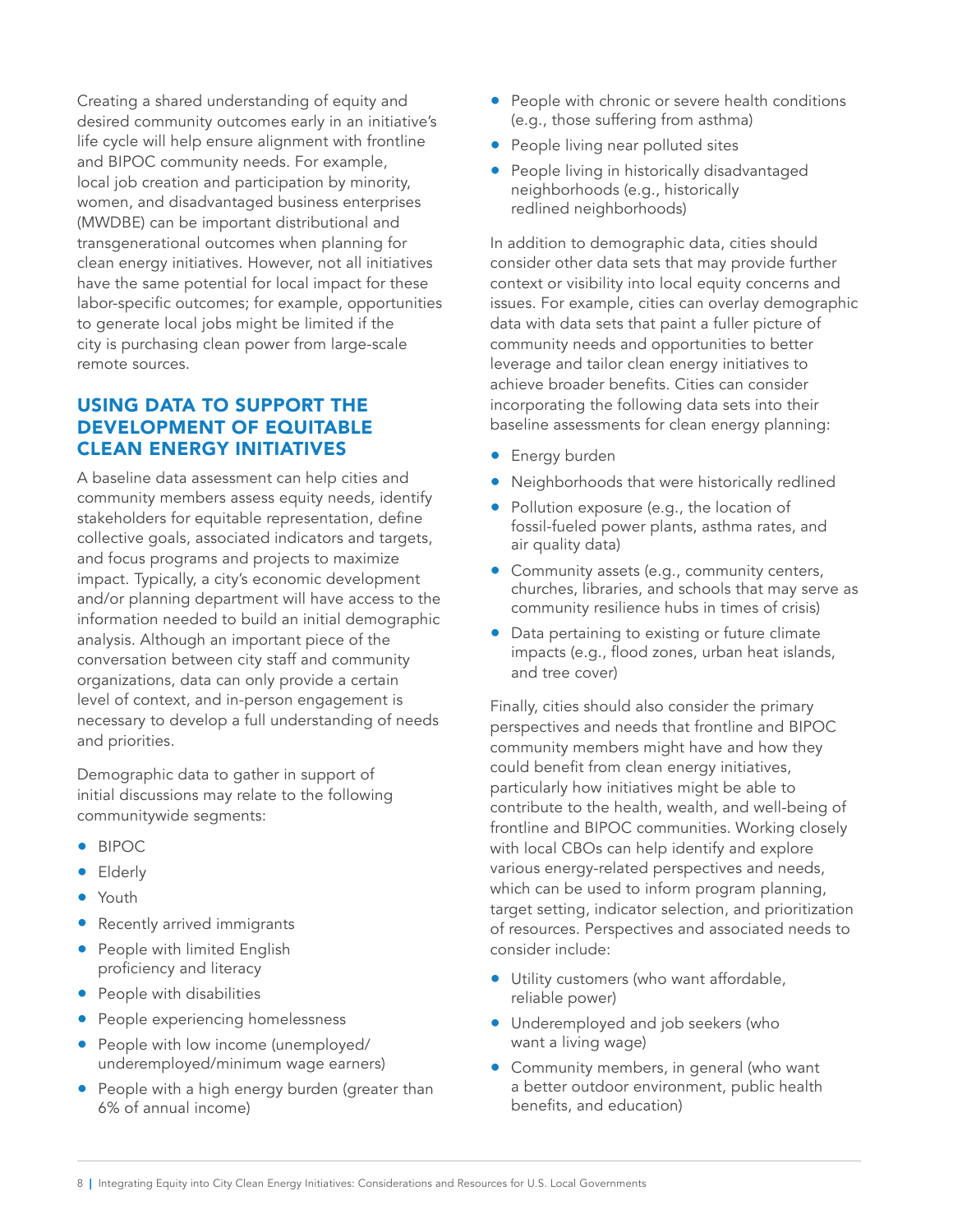Creating a shared understanding of equity and desired community outcomes early in an initiative's life cycle will help ensure alignment with frontline and BIPOC community needs. For example, local job creation and participation by minority, women, and disadvantaged business enterprises (MWDBE) can be important distributional and transgenerational outcomes when planning for clean energy initiatives. However, not all initiatives have the same potential for local impact for these labor-specific outcomes; for example, opportunities to generate local jobs might be limited if the city is purchasing clean power from large-scale remote sources.

## USING DATA TO SUPPORT THE DEVELOPMENT OF EQUITABLE CLEAN ENERGY INITIATIVES

A baseline data assessment can help cities and community members assess equity needs, identify stakeholders for equitable representation, define collective goals, associated indicators and targets, and focus programs and projects to maximize impact. Typically, a city's economic development and/or planning department will have access to the information needed to build an initial demographic analysis. Although an important piece of the conversation between city staff and community organizations, data can only provide a certain level of context, and in-person engagement is necessary to develop a full understanding of needs and priorities.

Demographic data to gather in support of initial discussions may relate to the following communitywide segments:

- BIPOC
- Elderly
- Youth
- Recently arrived immigrants
- People with limited English proficiency and literacy
- People with disabilities
- People experiencing homelessness
- People with low income (unemployed/underemployed/minimum wage earners)
- People with a high energy burden (greater than 6% of annual income)
- People with chronic or severe health conditions (e.g., those suffering from asthma)
- People living near polluted sites
- People living in historically disadvantaged neighborhoods (e.g., historically redlined neighborhoods)

In addition to demographic data, cities should consider other data sets that may provide further context or visibility into local equity concerns and issues. For example, cities can overlay demographic data with data sets that paint a fuller picture of community needs and opportunities to better leverage and tailor clean energy initiatives to achieve broader benefits. Cities can consider incorporating the following data sets into their baseline assessments for clean energy planning:

- Energy burden
- Neighborhoods that were historically redlined
- Pollution exposure (e.g., the location of fossil-fueled power plants, asthma rates, and air quality data)
- Community assets (e.g., community centers, churches, libraries, and schools that may serve as community resilience hubs in times of crisis)
- Data pertaining to existing or future climate impacts (e.g., flood zones, urban heat islands, and tree cover)

Finally, cities should also consider the primary perspectives and needs that frontline and BIPOC community members might have and how they could benefit from clean energy initiatives, particularly how initiatives might be able to contribute to the health, wealth, and well-being of frontline and BIPOC communities. Working closely with local CBOs can help identify and explore various energy-related perspectives and needs, which can be used to inform program planning, target setting, indicator selection, and prioritization of resources. Perspectives and associated needs to consider include:

- Utility customers (who want affordable, reliable power)
- Underemployed and job seekers (who want a living wage)
- Community members, in general (who want a better outdoor environment, public health benefits, and education)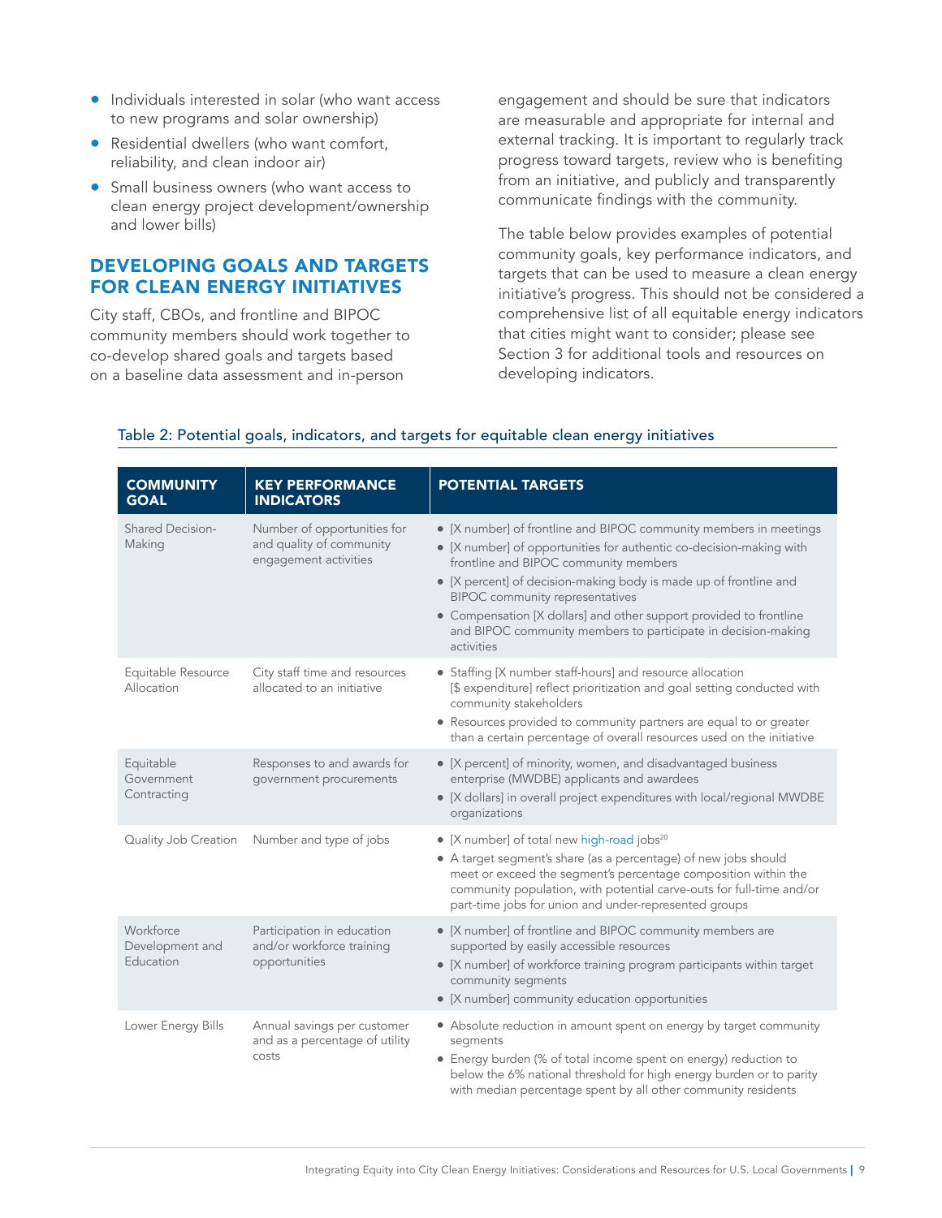- Individuals interested in solar (who want access to new programs and solar ownership)
- Residential dwellers (who want comfort, reliability, and clean indoor air)
- Small business owners (who want access to clean energy project development/ownership and lower bills)

## DEVELOPING GOALS AND TARGETS FOR CLEAN ENERGY INITIATIVES

City staff, CBOs, and frontline and BIPOC community members should work together to co-develop shared goals and targets based on a baseline data assessment and in-person engagement and should be sure that indicators are measurable and appropriate for internal and external tracking. It is important to regularly track progress toward targets, review who is benefiting from an initiative, and publicly and transparently communicate findings with the community.

The table below provides examples of potential community goals, key performance indicators, and targets that can be used to measure a clean energy initiative's progress. This should not be considered a comprehensive list of all equitable energy indicators that cities might want to consider; please see Section 3 for additional tools and resources on developing indicators.

Table 2: Potential goals, indicators, and targets for equitable clean energy initiatives

| COMMUNITY GOAL | KEY PERFORMANCE INDICATORS | POTENTIAL TARGETS |
|---|---|---|
| Shared Decision-Making | Number of opportunities for and quality of community engagement activities | • [X number] of frontline and BIPOC community members in meetings<br>• [X number] of opportunities for authentic co-decision-making with frontline and BIPOC community members<br>• [X percent] of decision-making body is made up of frontline and BIPOC community representatives<br>• Compensation [X dollars] and other support provided to frontline and BIPOC community members to participate in decision-making activities |
| Equitable Resource Allocation | City staff time and resources allocated to an initiative | • Staffing [X number staff-hours] and resource allocation [$ expenditure] reflect prioritization and goal setting conducted with community stakeholders<br>• Resources provided to community partners are equal to or greater than a certain percentage of overall resources used on the initiative |
| Equitable Government Contracting | Responses to and awards for government procurements | • [X percent] of minority, women, and disadvantaged business enterprise (MWDBE) applicants and awardees<br>• [X dollars] in overall project expenditures with local/regional MWDBE organizations |
| Quality Job Creation | Number and type of jobs | • [X number] of total new high-road jobs[20]<br>• A target segment's share (as a percentage) of new jobs should meet or exceed the segment's percentage composition within the community population, with potential carve-outs for full-time and/or part-time jobs for union and under-represented groups |
| Workforce Development and Education | Participation in education and/or workforce training opportunities | • [X number] of frontline and BIPOC community members are supported by easily accessible resources<br>• [X number] of workforce training program participants within target community segments<br>• [X number] community education opportunities |
| Lower Energy Bills | Annual savings per customer and as a percentage of utility costs | • Absolute reduction in amount spent on energy by target community segments<br>• Energy burden (% of total income spent on energy) reduction to below the 6% national threshold for high energy burden or to parity with median percentage spent by all other community residents |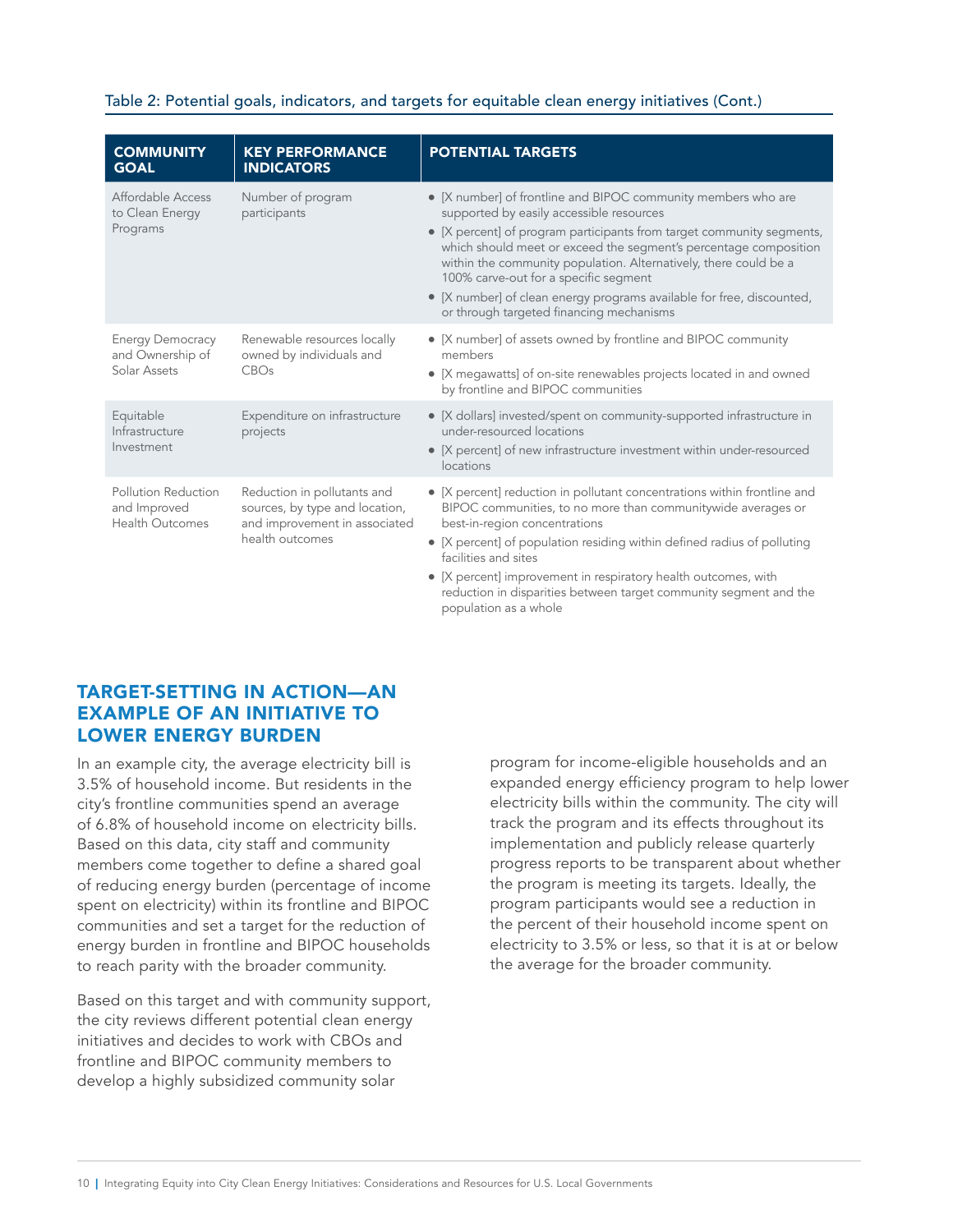Table 2: Potential goals, indicators, and targets for equitable clean energy initiatives (Cont.)

| COMMUNITY GOAL | KEY PERFORMANCE INDICATORS | POTENTIAL TARGETS |
|---|---|---|
| Affordable Access to Clean Energy Programs | Number of program participants | • [X number] of frontline and BIPOC community members who are supported by easily accessible resources<br>• [X percent] of program participants from target community segments, which should meet or exceed the segment's percentage composition within the community population. Alternatively, there could be a 100% carve-out for a specific segment<br>• [X number] of clean energy programs available for free, discounted, or through targeted financing mechanisms |
| Energy Democracy and Ownership of Solar Assets | Renewable resources locally owned by individuals and CBOs | • [X number] of assets owned by frontline and BIPOC community members<br>• [X megawatts] of on-site renewables projects located in and owned by frontline and BIPOC communities |
| Equitable Infrastructure Investment | Expenditure on infrastructure projects | • [X dollars] invested/spent on community-supported infrastructure in under-resourced locations<br>• [X percent] of new infrastructure investment within under-resourced locations |
| Pollution Reduction and Improved Health Outcomes | Reduction in pollutants and sources, by type and location, and improvement in associated health outcomes | • [X percent] reduction in pollutant concentrations within frontline and BIPOC communities, to no more than communitywide averages or best-in-region concentrations<br>• [X percent] of population residing within defined radius of polluting facilities and sites<br>• [X percent] improvement in respiratory health outcomes, with reduction in disparities between target community segment and the population as a whole |

## TARGET-SETTING IN ACTION—AN EXAMPLE OF AN INITIATIVE TO LOWER ENERGY BURDEN

In an example city, the average electricity bill is 3.5% of household income. But residents in the city's frontline communities spend an average of 6.8% of household income on electricity bills. Based on this data, city staff and community members come together to define a shared goal of reducing energy burden (percentage of income spent on electricity) within its frontline and BIPOC communities and set a target for the reduction of energy burden in frontline and BIPOC households to reach parity with the broader community.

Based on this target and with community support, the city reviews different potential clean energy initiatives and decides to work with CBOs and frontline and BIPOC community members to develop a highly subsidized community solar program for income-eligible households and an expanded energy efficiency program to help lower electricity bills within the community. The city will track the program and its effects throughout its implementation and publicly release quarterly progress reports to be transparent about whether the program is meeting its targets. Ideally, the program participants would see a reduction in the percent of their household income spent on electricity to 3.5% or less, so that it is at or below the average for the broader community.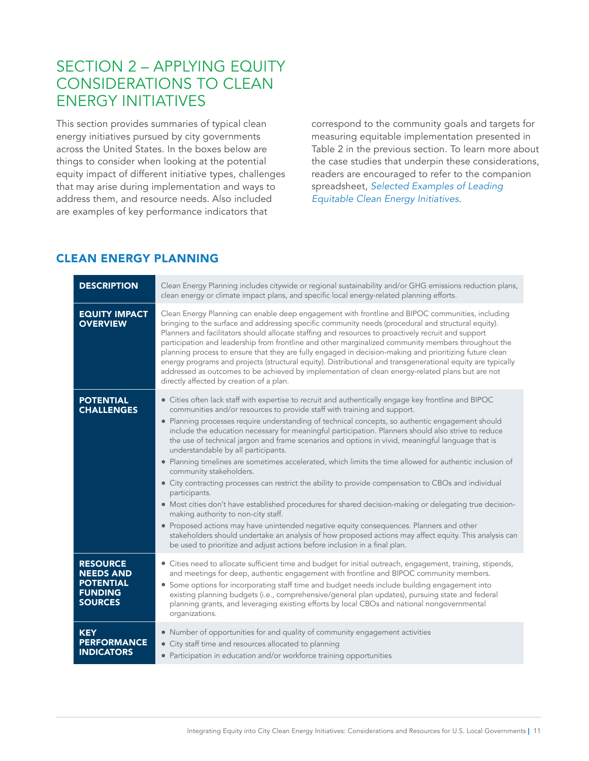# SECTION 2 – APPLYING EQUITY CONSIDERATIONS TO CLEAN ENERGY INITIATIVES

This section provides summaries of typical clean energy initiatives pursued by city governments across the United States. In the boxes below are things to consider when looking at the potential equity impact of different initiative types, challenges that may arise during implementation and ways to address them, and resource needs. Also included are examples of key performance indicators that correspond to the community goals and targets for measuring equitable implementation presented in Table 2 in the previous section. To learn more about the case studies that underpin these considerations, readers are encouraged to refer to the companion spreadsheet, *Selected Examples of Leading Equitable Clean Energy Initiatives*.

## CLEAN ENERGY PLANNING

| | |
|---|---|
| **DESCRIPTION** | Clean Energy Planning includes citywide or regional sustainability and/or GHG emissions reduction plans, clean energy or climate impact plans, and specific local energy-related planning efforts. |
| **EQUITY IMPACT OVERVIEW** | Clean Energy Planning can enable deep engagement with frontline and BIPOC communities, including bringing to the surface and addressing specific community needs (procedural and structural equity). Planners and facilitators should allocate staffing and resources to proactively recruit and support participation and leadership from frontline and other marginalized community members throughout the planning process to ensure that they are fully engaged in decision-making and prioritizing future clean energy programs and projects (structural equity). Distributional and transgenerational equity are typically addressed as outcomes to be achieved by implementation of clean energy-related plans but are not directly affected by creation of a plan. |
| **POTENTIAL CHALLENGES** | • Cities often lack staff with expertise to recruit and authentically engage key frontline and BIPOC communities and/or resources to provide staff with training and support.<br>• Planning processes require understanding of technical concepts, so authentic engagement should include the education necessary for meaningful participation. Planners should also strive to reduce the use of technical jargon and frame scenarios and options in vivid, meaningful language that is understandable by all participants.<br>• Planning timelines are sometimes accelerated, which limits the time allowed for authentic inclusion of community stakeholders.<br>• City contracting processes can restrict the ability to provide compensation to CBOs and individual participants.<br>• Most cities don't have established procedures for shared decision-making or delegating true decision-making authority to non-city staff.<br>• Proposed actions may have unintended negative equity consequences. Planners and other stakeholders should undertake an analysis of how proposed actions may affect equity. This analysis can be used to prioritize and adjust actions before inclusion in a final plan. |
| **RESOURCE NEEDS AND POTENTIAL FUNDING SOURCES** | • Cities need to allocate sufficient time and budget for initial outreach, engagement, training, stipends, and meetings for deep, authentic engagement with frontline and BIPOC community members.<br>• Some options for incorporating staff time and budget needs include building engagement into existing planning budgets (i.e., comprehensive/general plan updates), pursuing state and federal planning grants, and leveraging existing efforts by local CBOs and national nongovernmental organizations. |
| **KEY PERFORMANCE INDICATORS** | • Number of opportunities for and quality of community engagement activities<br>• City staff time and resources allocated to planning<br>• Participation in education and/or workforce training opportunities |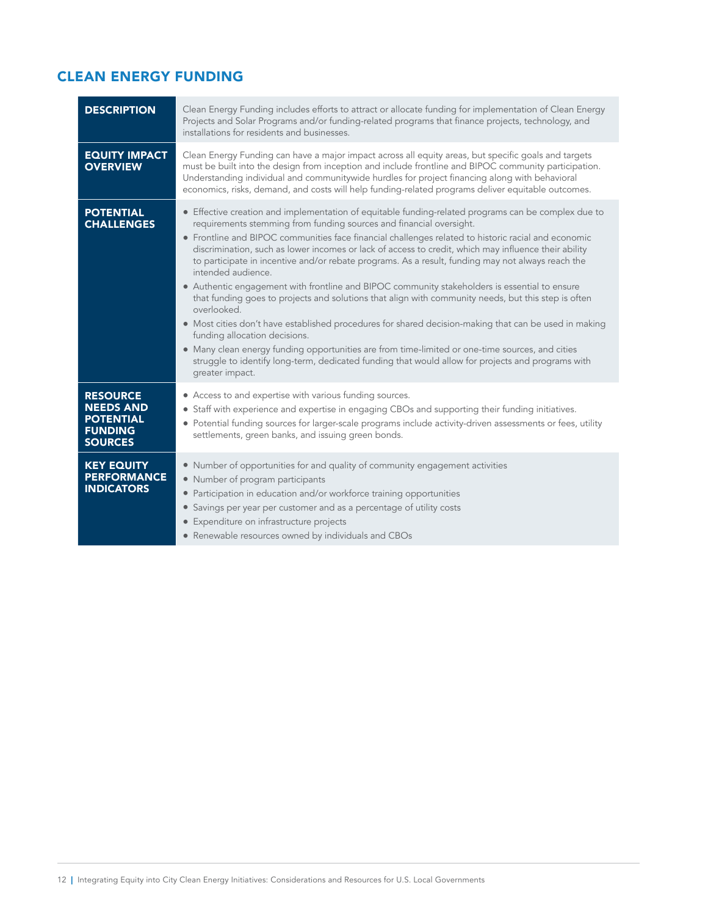## CLEAN ENERGY FUNDING

| | |
|---|---|
| **DESCRIPTION** | Clean Energy Funding includes efforts to attract or allocate funding for implementation of Clean Energy Projects and Solar Programs and/or funding-related programs that finance projects, technology, and installations for residents and businesses. |
| **EQUITY IMPACT OVERVIEW** | Clean Energy Funding can have a major impact across all equity areas, but specific goals and targets must be built into the design from inception and include frontline and BIPOC community participation. Understanding individual and communitywide hurdles for project financing along with behavioral economics, risks, demand, and costs will help funding-related programs deliver equitable outcomes. |
| **POTENTIAL CHALLENGES** | • Effective creation and implementation of equitable funding-related programs can be complex due to requirements stemming from funding sources and financial oversight.<br>• Frontline and BIPOC communities face financial challenges related to historic racial and economic discrimination, such as lower incomes or lack of access to credit, which may influence their ability to participate in incentive and/or rebate programs. As a result, funding may not always reach the intended audience.<br>• Authentic engagement with frontline and BIPOC community stakeholders is essential to ensure that funding goes to projects and solutions that align with community needs, but this step is often overlooked.<br>• Most cities don't have established procedures for shared decision-making that can be used in making funding allocation decisions.<br>• Many clean energy funding opportunities are from time-limited or one-time sources, and cities struggle to identify long-term, dedicated funding that would allow for projects and programs with greater impact. |
| **RESOURCE NEEDS AND POTENTIAL FUNDING SOURCES** | • Access to and expertise with various funding sources.<br>• Staff with experience and expertise in engaging CBOs and supporting their funding initiatives.<br>• Potential funding sources for larger-scale programs include activity-driven assessments or fees, utility settlements, green banks, and issuing green bonds. |
| **KEY EQUITY PERFORMANCE INDICATORS** | • Number of opportunities for and quality of community engagement activities<br>• Number of program participants<br>• Participation in education and/or workforce training opportunities<br>• Savings per year per customer and as a percentage of utility costs<br>• Expenditure on infrastructure projects<br>• Renewable resources owned by individuals and CBOs |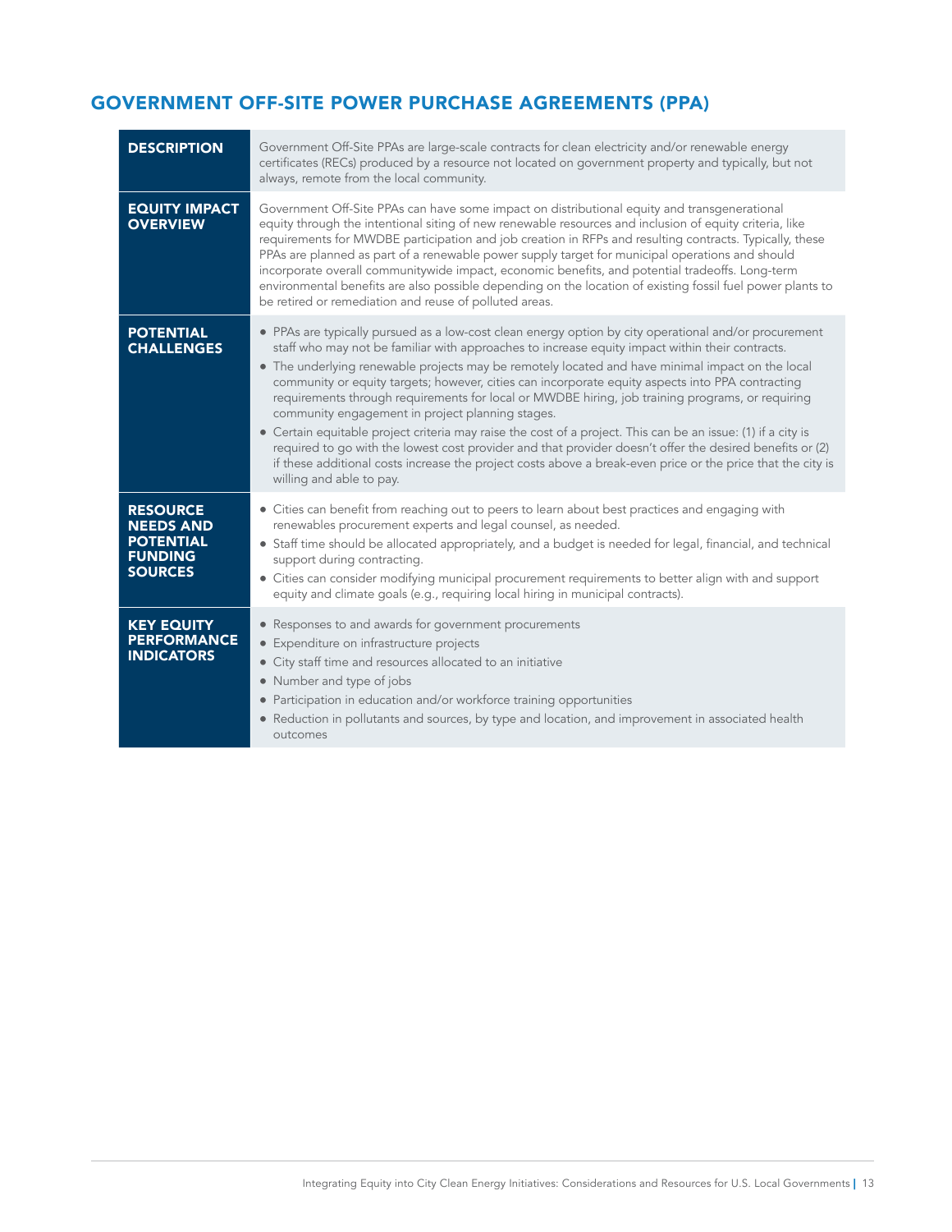## GOVERNMENT OFF-SITE POWER PURCHASE AGREEMENTS (PPA)

| | |
|---|---|
| **DESCRIPTION** | Government Off-Site PPAs are large-scale contracts for clean electricity and/or renewable energy certificates (RECs) produced by a resource not located on government property and typically, but not always, remote from the local community. |
| **EQUITY IMPACT OVERVIEW** | Government Off-Site PPAs can have some impact on distributional equity and transgenerational equity through the intentional siting of new renewable resources and inclusion of equity criteria, like requirements for MWDBE participation and job creation in RFPs and resulting contracts. Typically, these PPAs are planned as part of a renewable power supply target for municipal operations and should incorporate overall communitywide impact, economic benefits, and potential tradeoffs. Long-term environmental benefits are also possible depending on the location of existing fossil fuel power plants to be retired or remediation and reuse of polluted areas. |
| **POTENTIAL CHALLENGES** | • PPAs are typically pursued as a low-cost clean energy option by city operational and/or procurement staff who may not be familiar with approaches to increase equity impact within their contracts.<br>• The underlying renewable projects may be remotely located and have minimal impact on the local community or equity targets; however, cities can incorporate equity aspects into PPA contracting requirements through requirements for local or MWDBE hiring, job training programs, or requiring community engagement in project planning stages.<br>• Certain equitable project criteria may raise the cost of a project. This can be an issue: (1) if a city is required to go with the lowest cost provider and that provider doesn't offer the desired benefits or (2) if these additional costs increase the project costs above a break-even price or the price that the city is willing and able to pay. |
| **RESOURCE NEEDS AND POTENTIAL FUNDING SOURCES** | • Cities can benefit from reaching out to peers to learn about best practices and engaging with renewables procurement experts and legal counsel, as needed.<br>• Staff time should be allocated appropriately, and a budget is needed for legal, financial, and technical support during contracting.<br>• Cities can consider modifying municipal procurement requirements to better align with and support equity and climate goals (e.g., requiring local hiring in municipal contracts). |
| **KEY EQUITY PERFORMANCE INDICATORS** | • Responses to and awards for government procurements<br>• Expenditure on infrastructure projects<br>• City staff time and resources allocated to an initiative<br>• Number and type of jobs<br>• Participation in education and/or workforce training opportunities<br>• Reduction in pollutants and sources, by type and location, and improvement in associated health outcomes |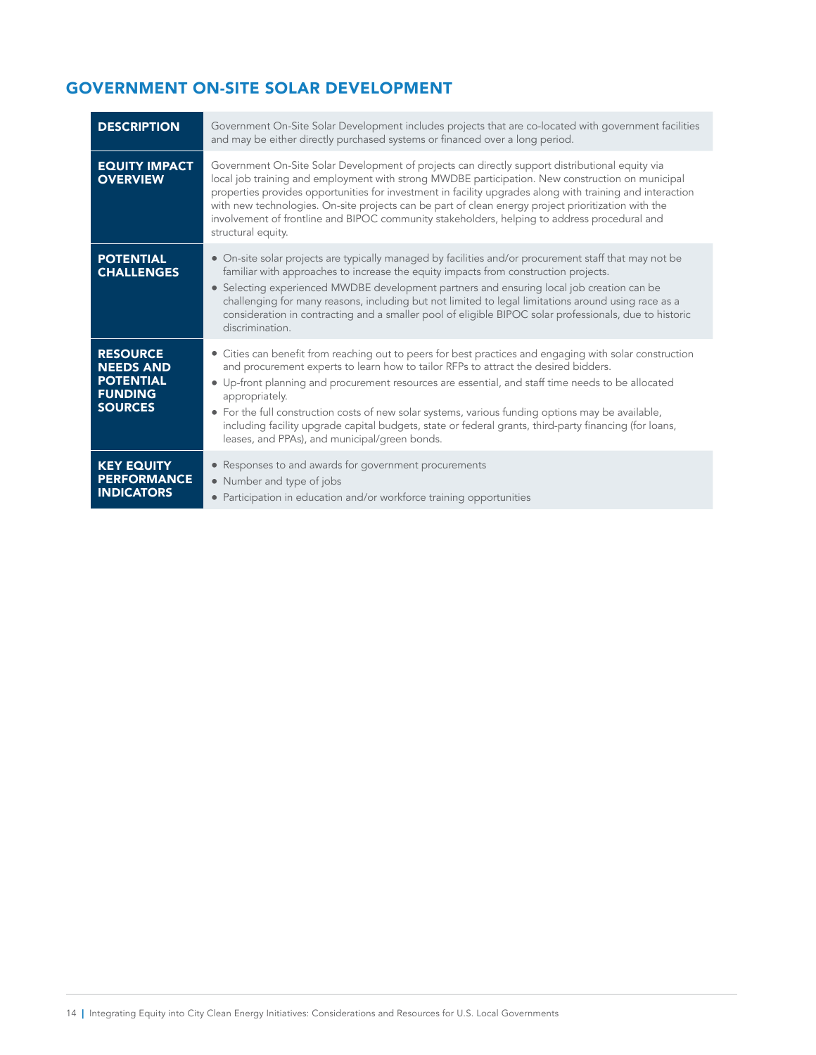## GOVERNMENT ON-SITE SOLAR DEVELOPMENT

| | |
|---|---|
| **DESCRIPTION** | Government On-Site Solar Development includes projects that are co-located with government facilities and may be either directly purchased systems or financed over a long period. |
| **EQUITY IMPACT OVERVIEW** | Government On-Site Solar Development of projects can directly support distributional equity via local job training and employment with strong MWDBE participation. New construction on municipal properties provides opportunities for investment in facility upgrades along with training and interaction with new technologies. On-site projects can be part of clean energy project prioritization with the involvement of frontline and BIPOC community stakeholders, helping to address procedural and structural equity. |
| **POTENTIAL CHALLENGES** | • On-site solar projects are typically managed by facilities and/or procurement staff that may not be familiar with approaches to increase the equity impacts from construction projects.<br>• Selecting experienced MWDBE development partners and ensuring local job creation can be challenging for many reasons, including but not limited to legal limitations around using race as a consideration in contracting and a smaller pool of eligible BIPOC solar professionals, due to historic discrimination. |
| **RESOURCE NEEDS AND POTENTIAL FUNDING SOURCES** | • Cities can benefit from reaching out to peers for best practices and engaging with solar construction and procurement experts to learn how to tailor RFPs to attract the desired bidders.<br>• Up-front planning and procurement resources are essential, and staff time needs to be allocated appropriately.<br>• For the full construction costs of new solar systems, various funding options may be available, including facility upgrade capital budgets, state or federal grants, third-party financing (for loans, leases, and PPAs), and municipal/green bonds. |
| **KEY EQUITY PERFORMANCE INDICATORS** | • Responses to and awards for government procurements<br>• Number and type of jobs<br>• Participation in education and/or workforce training opportunities |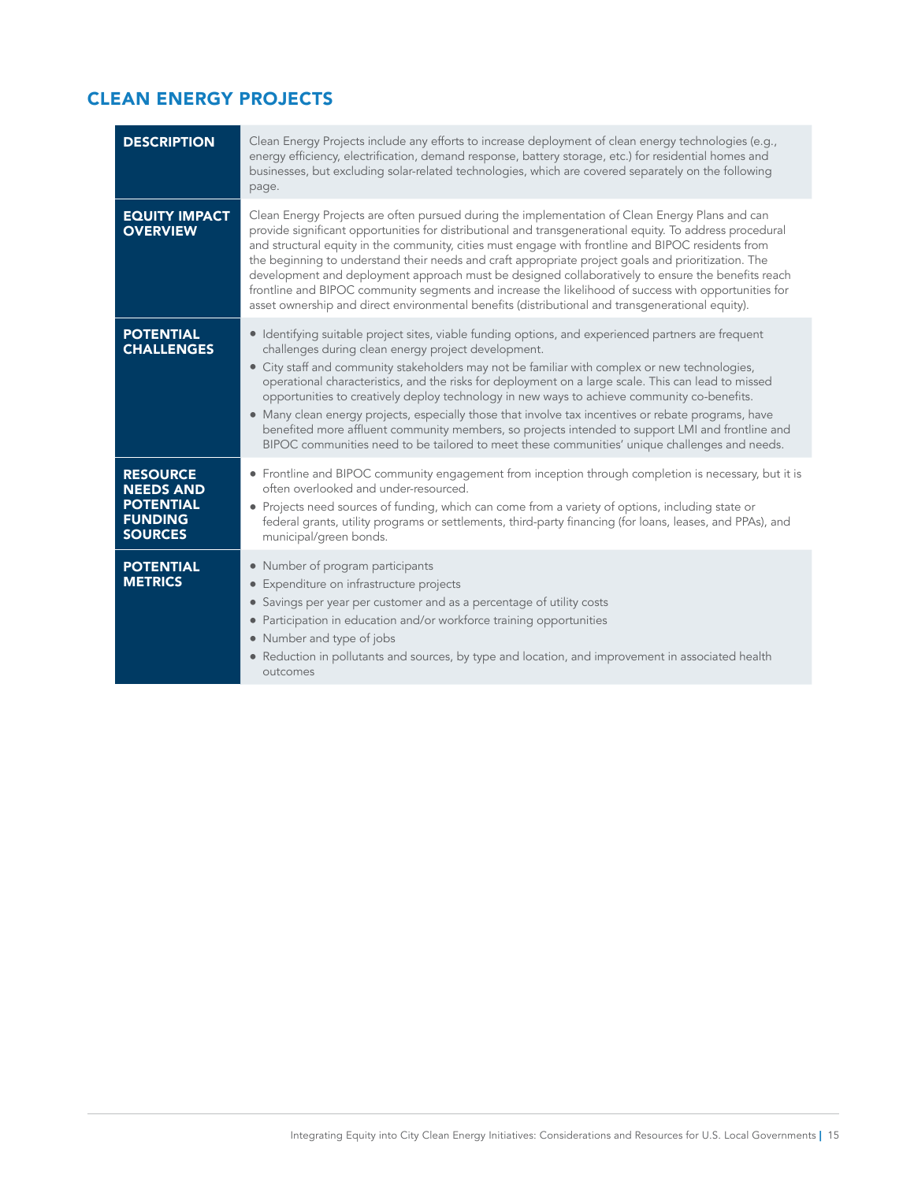## CLEAN ENERGY PROJECTS

| | |
|---|---|
| **DESCRIPTION** | Clean Energy Projects include any efforts to increase deployment of clean energy technologies (e.g., energy efficiency, electrification, demand response, battery storage, etc.) for residential homes and businesses, but excluding solar-related technologies, which are covered separately on the following page. |
| **EQUITY IMPACT OVERVIEW** | Clean Energy Projects are often pursued during the implementation of Clean Energy Plans and can provide significant opportunities for distributional and transgenerational equity. To address procedural and structural equity in the community, cities must engage with frontline and BIPOC residents from the beginning to understand their needs and craft appropriate project goals and prioritization. The development and deployment approach must be designed collaboratively to ensure the benefits reach frontline and BIPOC community segments and increase the likelihood of success with opportunities for asset ownership and direct environmental benefits (distributional and transgenerational equity). |
| **POTENTIAL CHALLENGES** | • Identifying suitable project sites, viable funding options, and experienced partners are frequent challenges during clean energy project development.<br>• City staff and community stakeholders may not be familiar with complex or new technologies, operational characteristics, and the risks for deployment on a large scale. This can lead to missed opportunities to creatively deploy technology in new ways to achieve community co-benefits.<br>• Many clean energy projects, especially those that involve tax incentives or rebate programs, have benefited more affluent community members, so projects intended to support LMI and frontline and BIPOC communities need to be tailored to meet these communities' unique challenges and needs. |
| **RESOURCE NEEDS AND POTENTIAL FUNDING SOURCES** | • Frontline and BIPOC community engagement from inception through completion is necessary, but it is often overlooked and under-resourced.<br>• Projects need sources of funding, which can come from a variety of options, including state or federal grants, utility programs or settlements, third-party financing (for loans, leases, and PPAs), and municipal/green bonds. |
| **POTENTIAL METRICS** | • Number of program participants<br>• Expenditure on infrastructure projects<br>• Savings per year per customer and as a percentage of utility costs<br>• Participation in education and/or workforce training opportunities<br>• Number and type of jobs<br>• Reduction in pollutants and sources, by type and location, and improvement in associated health outcomes |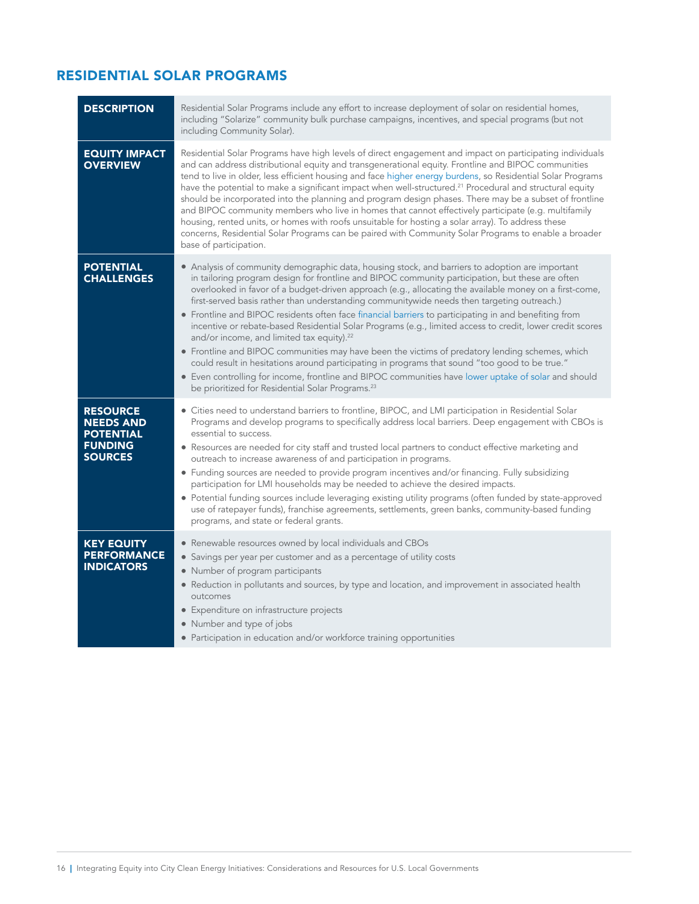## RESIDENTIAL SOLAR PROGRAMS

| | |
|---|---|
| **DESCRIPTION** | Residential Solar Programs include any effort to increase deployment of solar on residential homes, including "Solarize" community bulk purchase campaigns, incentives, and special programs (but not including Community Solar). |
| **EQUITY IMPACT OVERVIEW** | Residential Solar Programs have high levels of direct engagement and impact on participating individuals and can address distributional equity and transgenerational equity. Frontline and BIPOC communities tend to live in older, less efficient housing and face higher energy burdens, so Residential Solar Programs have the potential to make a significant impact when well-structured.[21] Procedural and structural equity should be incorporated into the planning and program design phases. There may be a subset of frontline and BIPOC community members who live in homes that cannot effectively participate (e.g. multifamily housing, rented units, or homes with roofs unsuitable for hosting a solar array). To address these concerns, Residential Solar Programs can be paired with Community Solar Programs to enable a broader base of participation. |
| **POTENTIAL CHALLENGES** | • Analysis of community demographic data, housing stock, and barriers to adoption are important in tailoring program design for frontline and BIPOC community participation, but these are often overlooked in favor of a budget-driven approach (e.g., allocating the available money on a first-come, first-served basis rather than understanding communitywide needs then targeting outreach.)<br>• Frontline and BIPOC residents often face financial barriers to participating in and benefiting from incentive or rebate-based Residential Solar Programs (e.g., limited access to credit, lower credit scores and/or income, and limited tax equity).[22]<br>• Frontline and BIPOC communities may have been the victims of predatory lending schemes, which could result in hesitations around participating in programs that sound "too good to be true."<br>• Even controlling for income, frontline and BIPOC communities have lower uptake of solar and should be prioritized for Residential Solar Programs.[23] |
| **RESOURCE NEEDS AND POTENTIAL FUNDING SOURCES** | • Cities need to understand barriers to frontline, BIPOC, and LMI participation in Residential Solar Programs and develop programs to specifically address local barriers. Deep engagement with CBOs is essential to success.<br>• Resources are needed for city staff and trusted local partners to conduct effective marketing and outreach to increase awareness of and participation in programs.<br>• Funding sources are needed to provide program incentives and/or financing. Fully subsidizing participation for LMI households may be needed to achieve the desired impacts.<br>• Potential funding sources include leveraging existing utility programs (often funded by state-approved use of ratepayer funds), franchise agreements, settlements, green banks, community-based funding programs, and state or federal grants. |
| **KEY EQUITY PERFORMANCE INDICATORS** | • Renewable resources owned by local individuals and CBOs<br>• Savings per year per customer and as a percentage of utility costs<br>• Number of program participants<br>• Reduction in pollutants and sources, by type and location, and improvement in associated health outcomes<br>• Expenditure on infrastructure projects<br>• Number and type of jobs<br>• Participation in education and/or workforce training opportunities |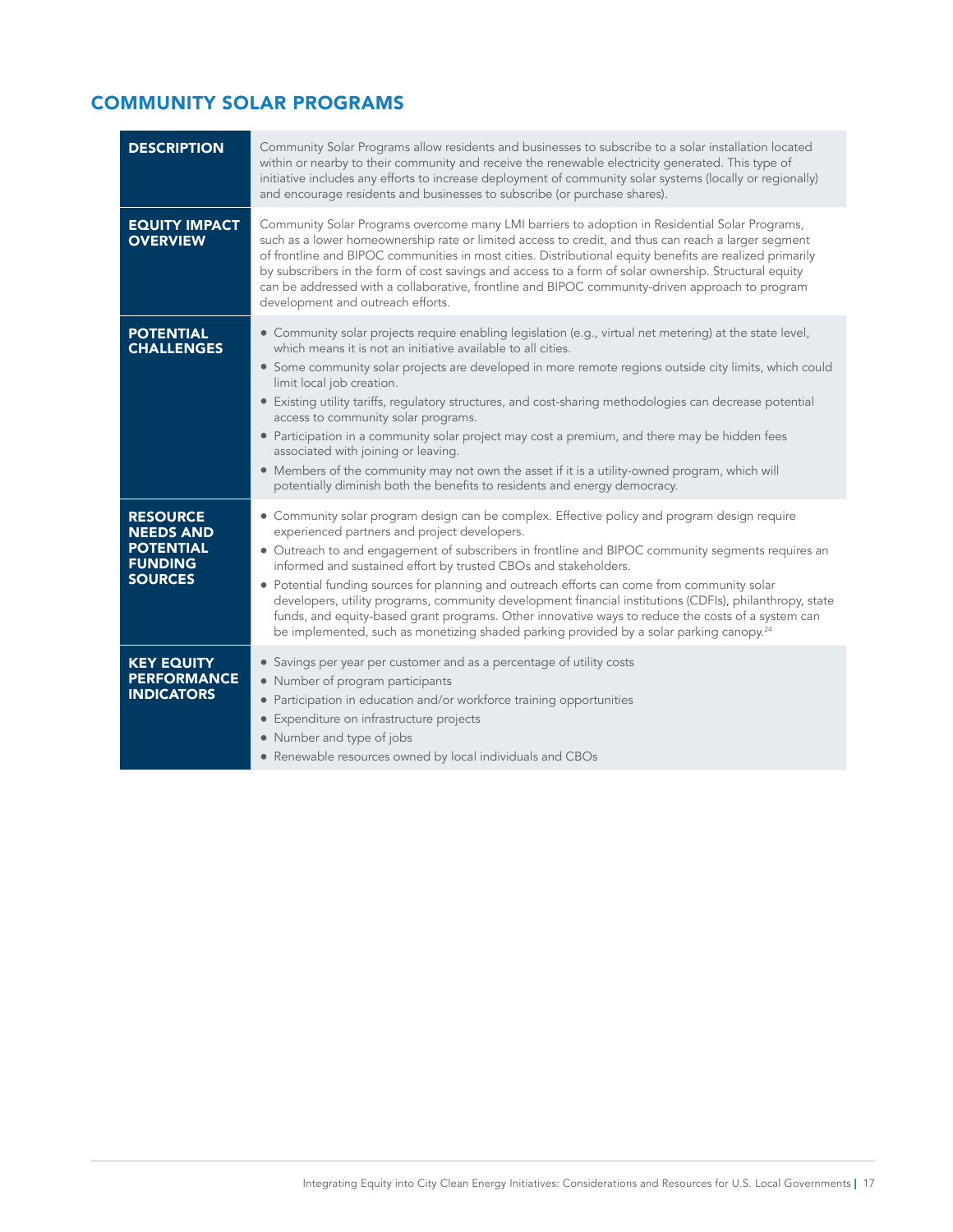## COMMUNITY SOLAR PROGRAMS

| | |
|---|---|
| **DESCRIPTION** | Community Solar Programs allow residents and businesses to subscribe to a solar installation located within or nearby to their community and receive the renewable electricity generated. This type of initiative includes any efforts to increase deployment of community solar systems (locally or regionally) and encourage residents and businesses to subscribe (or purchase shares). |
| **EQUITY IMPACT OVERVIEW** | Community Solar Programs overcome many LMI barriers to adoption in Residential Solar Programs, such as a lower homeownership rate or limited access to credit, and thus can reach a larger segment of frontline and BIPOC communities in most cities. Distributional equity benefits are realized primarily by subscribers in the form of cost savings and access to a form of solar ownership. Structural equity can be addressed with a collaborative, frontline and BIPOC community-driven approach to program development and outreach efforts. |
| **POTENTIAL CHALLENGES** | • Community solar projects require enabling legislation (e.g., virtual net metering) at the state level, which means it is not an initiative available to all cities.<br>• Some community solar projects are developed in more remote regions outside city limits, which could limit local job creation.<br>• Existing utility tariffs, regulatory structures, and cost-sharing methodologies can decrease potential access to community solar programs.<br>• Participation in a community solar project may cost a premium, and there may be hidden fees associated with joining or leaving.<br>• Members of the community may not own the asset if it is a utility-owned program, which will potentially diminish both the benefits to residents and energy democracy. |
| **RESOURCE NEEDS AND POTENTIAL FUNDING SOURCES** | • Community solar program design can be complex. Effective policy and program design require experienced partners and project developers.<br>• Outreach to and engagement of subscribers in frontline and BIPOC community segments requires an informed and sustained effort by trusted CBOs and stakeholders.<br>• Potential funding sources for planning and outreach efforts can come from community solar developers, utility programs, community development financial institutions (CDFIs), philanthropy, state funds, and equity-based grant programs. Other innovative ways to reduce the costs of a system can be implemented, such as monetizing shaded parking provided by a solar parking canopy.[24] |
| **KEY EQUITY PERFORMANCE INDICATORS** | • Savings per year per customer and as a percentage of utility costs<br>• Number of program participants<br>• Participation in education and/or workforce training opportunities<br>• Expenditure on infrastructure projects<br>• Number and type of jobs<br>• Renewable resources owned by local individuals and CBOs |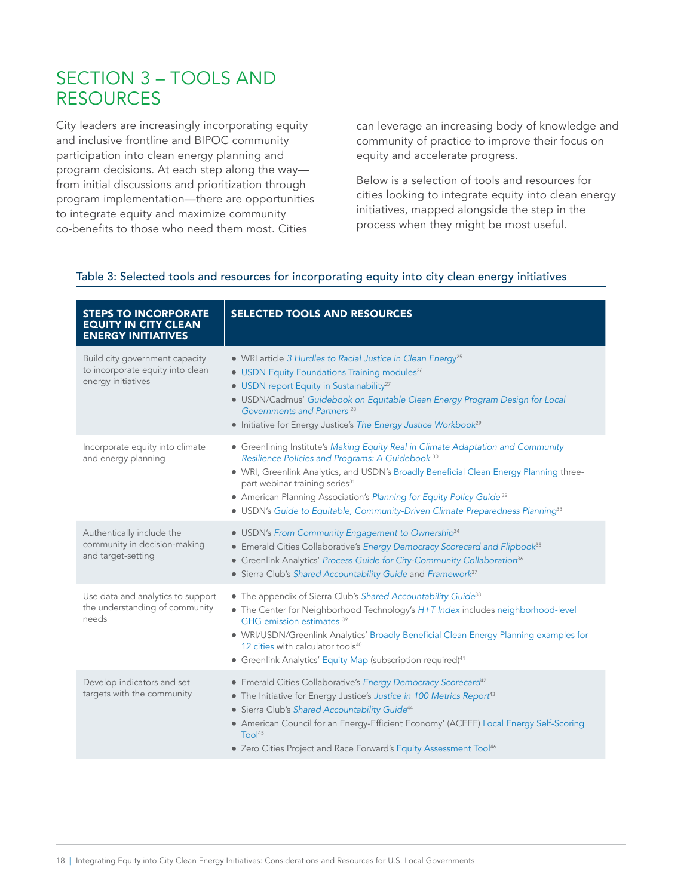# SECTION 3 – TOOLS AND RESOURCES

City leaders are increasingly incorporating equity and inclusive frontline and BIPOC community participation into clean energy planning and program decisions. At each step along the way—from initial discussions and prioritization through program implementation—there are opportunities to integrate equity and maximize community co-benefits to those who need them most. Cities can leverage an increasing body of knowledge and community of practice to improve their focus on equity and accelerate progress.

Below is a selection of tools and resources for cities looking to integrate equity into clean energy initiatives, mapped alongside the step in the process when they might be most useful.

Table 3: Selected tools and resources for incorporating equity into city clean energy initiatives

| STEPS TO INCORPORATE EQUITY IN CITY CLEAN ENERGY INITIATIVES | SELECTED TOOLS AND RESOURCES |
|---|---|
| Build city government capacity to incorporate equity into clean energy initiatives | • WRI article *3 Hurdles to Racial Justice in Clean Energy*[25]<br>• USDN Equity Foundations Training modules[26]<br>• USDN report Equity in Sustainability[27]<br>• USDN/Cadmus' *Guidebook on Equitable Clean Energy Program Design for Local Governments and Partners*[28]<br>• Initiative for Energy Justice's *The Energy Justice Workbook*[29] |
| Incorporate equity into climate and energy planning | • Greenlining Institute's *Making Equity Real in Climate Adaptation and Community Resilience Policies and Programs: A Guidebook*[30]<br>• WRI, Greenlink Analytics, and USDN's Broadly Beneficial Clean Energy Planning three-part webinar training series[31]<br>• American Planning Association's *Planning for Equity Policy Guide*[32]<br>• USDN's *Guide to Equitable, Community-Driven Climate Preparedness Planning*[33] |
| Authentically include the community in decision-making and target-setting | • USDN's *From Community Engagement to Ownership*[34]<br>• Emerald Cities Collaborative's *Energy Democracy Scorecard and Flipbook*[35]<br>• Greenlink Analytics' *Process Guide for City-Community Collaboration*[36]<br>• Sierra Club's *Shared Accountability Guide* and *Framework*[37] |
| Use data and analytics to support the understanding of community needs | • The appendix of Sierra Club's *Shared Accountability Guide*[38]<br>• The Center for Neighborhood Technology's *H+T Index* includes neighborhood-level GHG emission estimates[39]<br>• WRI/USDN/Greenlink Analytics' Broadly Beneficial Clean Energy Planning examples for 12 cities with calculator tools[40]<br>• Greenlink Analytics' Equity Map (subscription required)[41] |
| Develop indicators and set targets with the community | • Emerald Cities Collaborative's *Energy Democracy Scorecard*[42]<br>• The Initiative for Energy Justice's *Justice in 100 Metrics Report*[43]<br>• Sierra Club's *Shared Accountability Guide*[44]<br>• American Council for an Energy-Efficient Economy' (ACEEE) Local Energy Self-Scoring Tool[45]<br>• Zero Cities Project and Race Forward's Equity Assessment Tool[46] |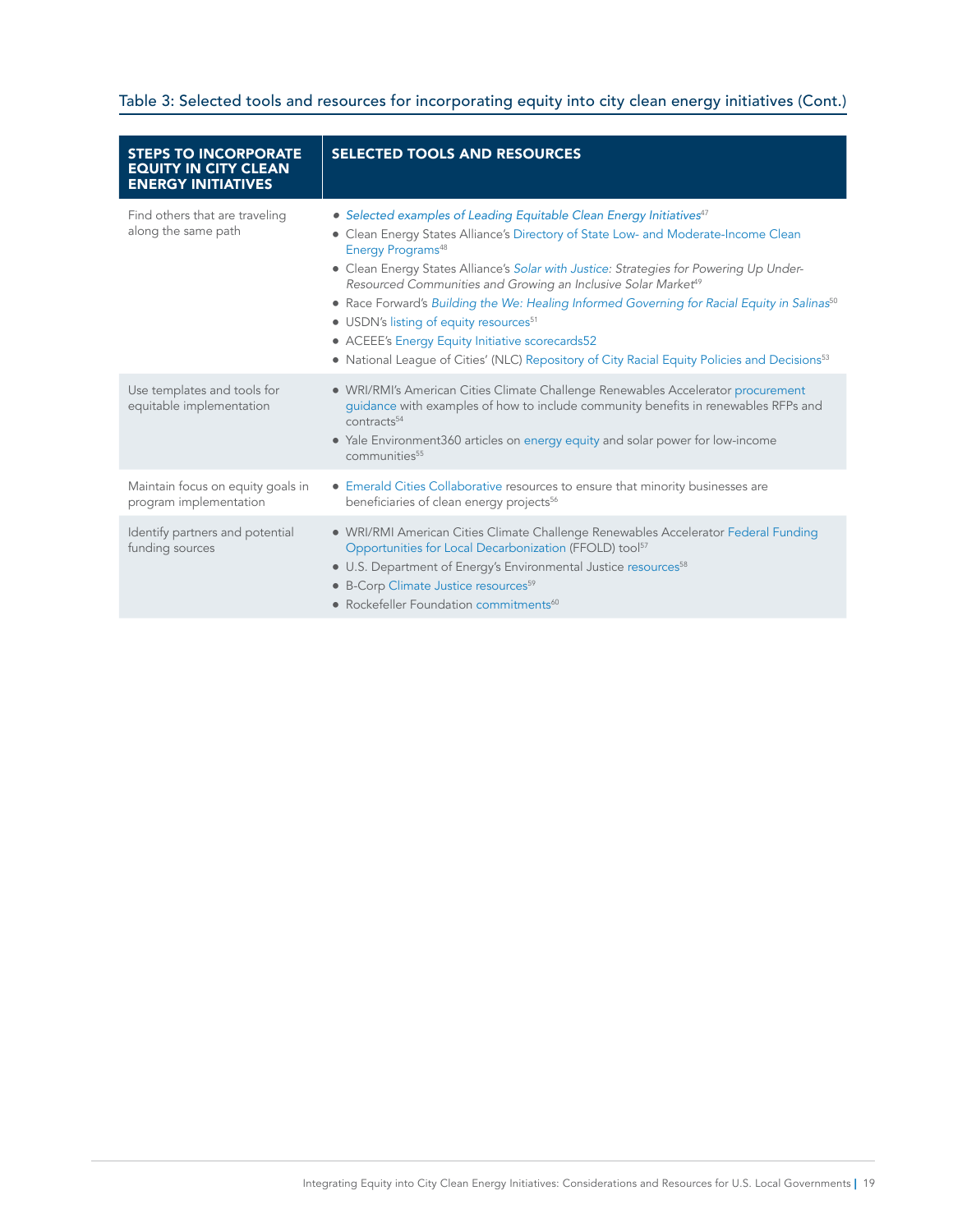Table 3: Selected tools and resources for incorporating equity into city clean energy initiatives (Cont.)

| STEPS TO INCORPORATE EQUITY IN CITY CLEAN ENERGY INITIATIVES | SELECTED TOOLS AND RESOURCES |
|---|---|
| Find others that are traveling along the same path | • *Selected examples of Leading Equitable Clean Energy Initiatives*[47]<br>• Clean Energy States Alliance's Directory of State Low- and Moderate-Income Clean Energy Programs[48]<br>• Clean Energy States Alliance's *Solar with Justice: Strategies for Powering Up Under-Resourced Communities and Growing an Inclusive Solar Market*[49]<br>• Race Forward's *Building the We: Healing Informed Governing for Racial Equity in Salinas*[50]<br>• USDN's listing of equity resources[51]<br>• ACEEE's Energy Equity Initiative scorecards52<br>• National League of Cities' (NLC) Repository of City Racial Equity Policies and Decisions[53] |
| Use templates and tools for equitable implementation | • WRI/RMI's American Cities Climate Challenge Renewables Accelerator procurement guidance with examples of how to include community benefits in renewables RFPs and contracts[54]<br>• Yale Environment360 articles on energy equity and solar power for low-income communities[55] |
| Maintain focus on equity goals in program implementation | • Emerald Cities Collaborative resources to ensure that minority businesses are beneficiaries of clean energy projects[56] |
| Identify partners and potential funding sources | • WRI/RMI American Cities Climate Challenge Renewables Accelerator Federal Funding Opportunities for Local Decarbonization (FFOLD) tool[57]<br>• U.S. Department of Energy's Environmental Justice resources[58]<br>• B-Corp Climate Justice resources[59]<br>• Rockefeller Foundation commitments[60] |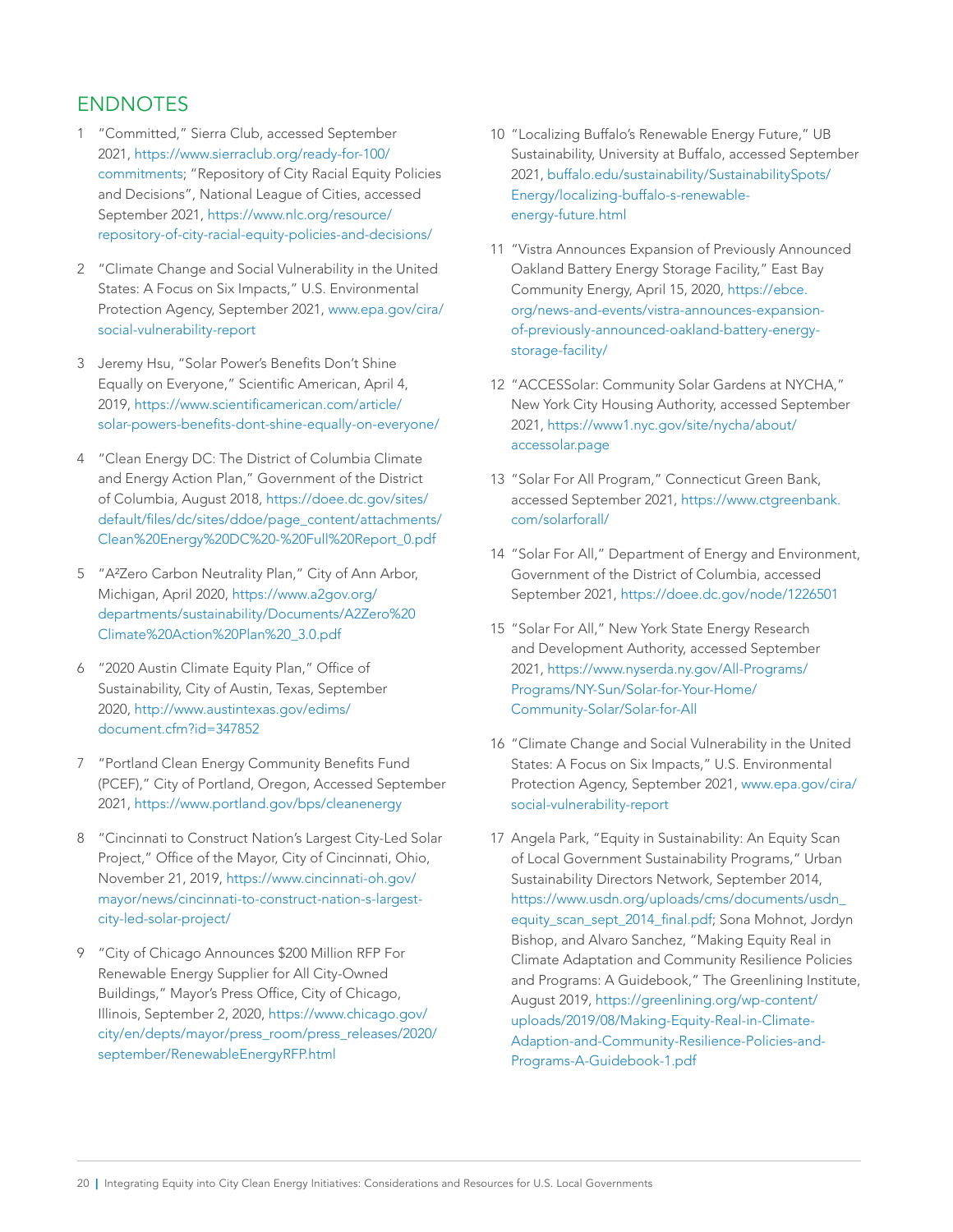## ENDNOTES

1. "Committed," Sierra Club, accessed September 2021, https://www.sierraclub.org/ready-for-100/commitments; "Repository of City Racial Equity Policies and Decisions", National League of Cities, accessed September 2021, https://www.nlc.org/resource/repository-of-city-racial-equity-policies-and-decisions/

2. "Climate Change and Social Vulnerability in the United States: A Focus on Six Impacts," U.S. Environmental Protection Agency, September 2021, www.epa.gov/cira/social-vulnerability-report

3. Jeremy Hsu, "Solar Power's Benefits Don't Shine Equally on Everyone," Scientific American, April 4, 2019, https://www.scientificamerican.com/article/solar-powers-benefits-dont-shine-equally-on-everyone/

4. "Clean Energy DC: The District of Columbia Climate and Energy Action Plan," Government of the District of Columbia, August 2018, https://doee.dc.gov/sites/default/files/dc/sites/ddoe/page_content/attachments/Clean%20Energy%20DC%20-%20Full%20Report_0.pdf

5. "A²Zero Carbon Neutrality Plan," City of Ann Arbor, Michigan, April 2020, https://www.a2gov.org/departments/sustainability/Documents/A2Zero%20Climate%20Action%20Plan%20_3.0.pdf

6. "2020 Austin Climate Equity Plan," Office of Sustainability, City of Austin, Texas, September 2020, http://www.austintexas.gov/edims/document.cfm?id=347852

7. "Portland Clean Energy Community Benefits Fund (PCEF)," City of Portland, Oregon, Accessed September 2021, https://www.portland.gov/bps/cleanenergy

8. "Cincinnati to Construct Nation's Largest City-Led Solar Project," Office of the Mayor, City of Cincinnati, Ohio, November 21, 2019, https://www.cincinnati-oh.gov/mayor/news/cincinnati-to-construct-nation-s-largest-city-led-solar-project/

9. "City of Chicago Announces $200 Million RFP For Renewable Energy Supplier for All City-Owned Buildings," Mayor's Press Office, City of Chicago, Illinois, September 2, 2020, https://www.chicago.gov/city/en/depts/mayor/press_room/press_releases/2020/september/RenewableEnergyRFP.html

10. "Localizing Buffalo's Renewable Energy Future," UB Sustainability, University at Buffalo, accessed September 2021, buffalo.edu/sustainability/SustainabilitySpots/Energy/localizing-buffalo-s-renewable-energy-future.html

11. "Vistra Announces Expansion of Previously Announced Oakland Battery Energy Storage Facility," East Bay Community Energy, April 15, 2020, https://ebce.org/news-and-events/vistra-announces-expansion-of-previously-announced-oakland-battery-energy-storage-facility/

12. "ACCESSolar: Community Solar Gardens at NYCHA," New York City Housing Authority, accessed September 2021, https://www1.nyc.gov/site/nycha/about/accessolar.page

13. "Solar For All Program," Connecticut Green Bank, accessed September 2021, https://www.ctgreenbank.com/solarforall/

14. "Solar For All," Department of Energy and Environment, Government of the District of Columbia, accessed September 2021, https://doee.dc.gov/node/1226501

15. "Solar For All," New York State Energy Research and Development Authority, accessed September 2021, https://www.nyserda.ny.gov/All-Programs/Programs/NY-Sun/Solar-for-Your-Home/Community-Solar/Solar-for-All

16. "Climate Change and Social Vulnerability in the United States: A Focus on Six Impacts," U.S. Environmental Protection Agency, September 2021, www.epa.gov/cira/social-vulnerability-report

17. Angela Park, "Equity in Sustainability: An Equity Scan of Local Government Sustainability Programs," Urban Sustainability Directors Network, September 2014, https://www.usdn.org/uploads/cms/documents/usdn_equity_scan_sept_2014_final.pdf; Sona Mohnot, Jordyn Bishop, and Alvaro Sanchez, "Making Equity Real in Climate Adaptation and Community Resilience Policies and Programs: A Guidebook," The Greenlining Institute, August 2019, https://greenlining.org/wp-content/uploads/2019/08/Making-Equity-Real-in-Climate-Adaption-and-Community-Resilience-Policies-and-Programs-A-Guidebook-1.pdf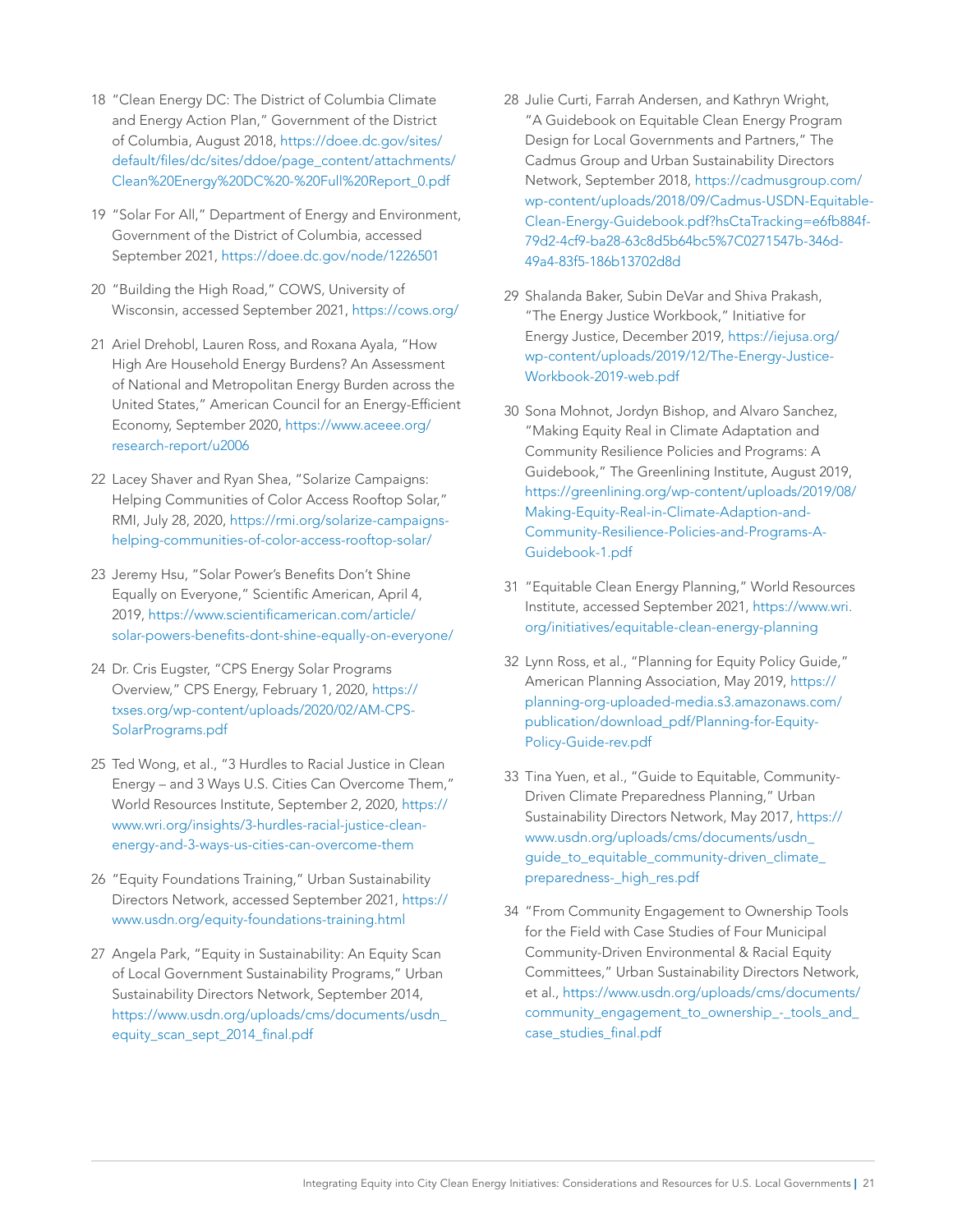18 "Clean Energy DC: The District of Columbia Climate and Energy Action Plan," Government of the District of Columbia, August 2018, https://doee.dc.gov/sites/default/files/dc/sites/ddoe/page_content/attachments/Clean%20Energy%20DC%20-%20Full%20Report_0.pdf

19 "Solar For All," Department of Energy and Environment, Government of the District of Columbia, accessed September 2021, https://doee.dc.gov/node/1226501

20 "Building the High Road," COWS, University of Wisconsin, accessed September 2021, https://cows.org/

21 Ariel Drehobl, Lauren Ross, and Roxana Ayala, "How High Are Household Energy Burdens? An Assessment of National and Metropolitan Energy Burden across the United States," American Council for an Energy-Efficient Economy, September 2020, https://www.aceee.org/research-report/u2006

22 Lacey Shaver and Ryan Shea, "Solarize Campaigns: Helping Communities of Color Access Rooftop Solar," RMI, July 28, 2020, https://rmi.org/solarize-campaigns-helping-communities-of-color-access-rooftop-solar/

23 Jeremy Hsu, "Solar Power's Benefits Don't Shine Equally on Everyone," Scientific American, April 4, 2019, https://www.scientificamerican.com/article/solar-powers-benefits-dont-shine-equally-on-everyone/

24 Dr. Cris Eugster, "CPS Energy Solar Programs Overview," CPS Energy, February 1, 2020, https://txses.org/wp-content/uploads/2020/02/AM-CPS-SolarPrograms.pdf

25 Ted Wong, et al., "3 Hurdles to Racial Justice in Clean Energy – and 3 Ways U.S. Cities Can Overcome Them," World Resources Institute, September 2, 2020, https://www.wri.org/insights/3-hurdles-racial-justice-clean-energy-and-3-ways-us-cities-can-overcome-them

26 "Equity Foundations Training," Urban Sustainability Directors Network, accessed September 2021, https://www.usdn.org/equity-foundations-training.html

27 Angela Park, "Equity in Sustainability: An Equity Scan of Local Government Sustainability Programs," Urban Sustainability Directors Network, September 2014, https://www.usdn.org/uploads/cms/documents/usdn_equity_scan_sept_2014_final.pdf

28 Julie Curti, Farrah Andersen, and Kathryn Wright, "A Guidebook on Equitable Clean Energy Program Design for Local Governments and Partners," The Cadmus Group and Urban Sustainability Directors Network, September 2018, https://cadmusgroup.com/wp-content/uploads/2018/09/Cadmus-USDN-Equitable-Clean-Energy-Guidebook.pdf?hsCtaTracking=e6fb884f-79d2-4cf9-ba28-63c8d5b64bc5%7C0271547b-346d-49a4-83f5-186b13702d8d

29 Shalanda Baker, Subin DeVar and Shiva Prakash, "The Energy Justice Workbook," Initiative for Energy Justice, December 2019, https://iejusa.org/wp-content/uploads/2019/12/The-Energy-Justice-Workbook-2019-web.pdf

30 Sona Mohnot, Jordyn Bishop, and Alvaro Sanchez, "Making Equity Real in Climate Adaptation and Community Resilience Policies and Programs: A Guidebook," The Greenlining Institute, August 2019, https://greenlining.org/wp-content/uploads/2019/08/Making-Equity-Real-in-Climate-Adaption-and-Community-Resilience-Policies-and-Programs-A-Guidebook-1.pdf

31 "Equitable Clean Energy Planning," World Resources Institute, accessed September 2021, https://www.wri.org/initiatives/equitable-clean-energy-planning

32 Lynn Ross, et al., "Planning for Equity Policy Guide," American Planning Association, May 2019, https://planning-org-uploaded-media.s3.amazonaws.com/publication/download_pdf/Planning-for-Equity-Policy-Guide-rev.pdf

33 Tina Yuen, et al., "Guide to Equitable, Community-Driven Climate Preparedness Planning," Urban Sustainability Directors Network, May 2017, https://www.usdn.org/uploads/cms/documents/usdn_guide_to_equitable_community-driven_climate_preparedness-_high_res.pdf

34 "From Community Engagement to Ownership Tools for the Field with Case Studies of Four Municipal Community-Driven Environmental & Racial Equity Committees," Urban Sustainability Directors Network, et al., https://www.usdn.org/uploads/cms/documents/community_engagement_to_ownership_-_tools_and_case_studies_final.pdf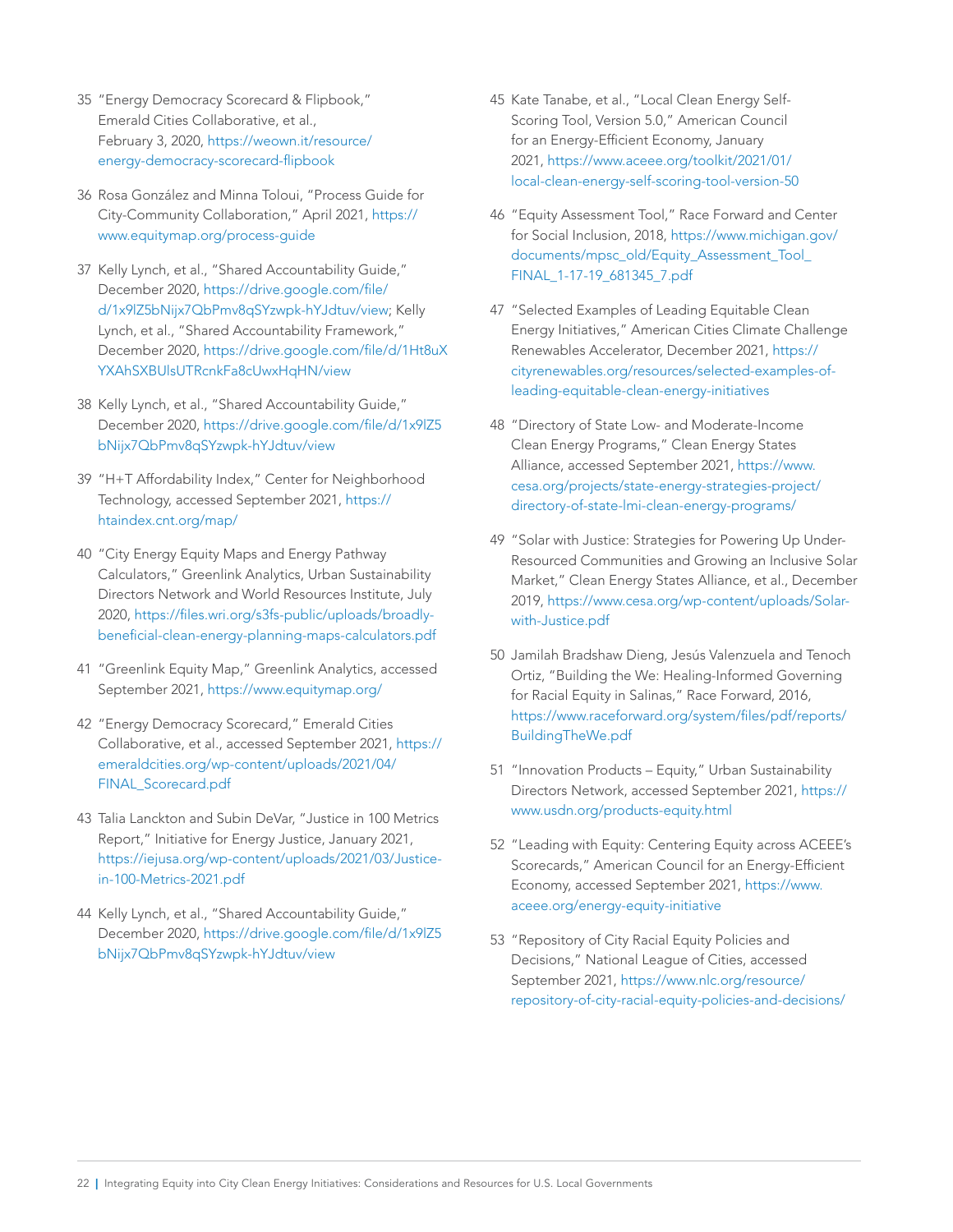35 "Energy Democracy Scorecard & Flipbook," Emerald Cities Collaborative, et al., February 3, 2020, https://weown.it/resource/energy-democracy-scorecard-flipbook

36 Rosa González and Minna Toloui, "Process Guide for City-Community Collaboration," April 2021, https://www.equitymap.org/process-guide

37 Kelly Lynch, et al., "Shared Accountability Guide," December 2020, https://drive.google.com/file/d/1x9lZ5bNijx7QbPmv8qSYzwpk-hYJdtuv/view; Kelly Lynch, et al., "Shared Accountability Framework," December 2020, https://drive.google.com/file/d/1Ht8uXYXAhSXBUlsUTRcnkFa8cUwxHqHN/view

38 Kelly Lynch, et al., "Shared Accountability Guide," December 2020, https://drive.google.com/file/d/1x9lZ5bNijx7QbPmv8qSYzwpk-hYJdtuv/view

39 "H+T Affordability Index," Center for Neighborhood Technology, accessed September 2021, https://htaindex.cnt.org/map/

40 "City Energy Equity Maps and Energy Pathway Calculators," Greenlink Analytics, Urban Sustainability Directors Network and World Resources Institute, July 2020, https://files.wri.org/s3fs-public/uploads/broadly-beneficial-clean-energy-planning-maps-calculators.pdf

41 "Greenlink Equity Map," Greenlink Analytics, accessed September 2021, https://www.equitymap.org/

42 "Energy Democracy Scorecard," Emerald Cities Collaborative, et al., accessed September 2021, https://emeraldcities.org/wp-content/uploads/2021/04/FINAL_Scorecard.pdf

43 Talia Lanckton and Subin DeVar, "Justice in 100 Metrics Report," Initiative for Energy Justice, January 2021, https://iejusa.org/wp-content/uploads/2021/03/Justice-in-100-Metrics-2021.pdf

44 Kelly Lynch, et al., "Shared Accountability Guide," December 2020, https://drive.google.com/file/d/1x9lZ5bNijx7QbPmv8qSYzwpk-hYJdtuv/view

45 Kate Tanabe, et al., "Local Clean Energy Self-Scoring Tool, Version 5.0," American Council for an Energy-Efficient Economy, January 2021, https://www.aceee.org/toolkit/2021/01/local-clean-energy-self-scoring-tool-version-50

46 "Equity Assessment Tool," Race Forward and Center for Social Inclusion, 2018, https://www.michigan.gov/documents/mpsc_old/Equity_Assessment_Tool_FINAL_1-17-19_681345_7.pdf

47 "Selected Examples of Leading Equitable Clean Energy Initiatives," American Cities Climate Challenge Renewables Accelerator, December 2021, https://cityrenewables.org/resources/selected-examples-of-leading-equitable-clean-energy-initiatives

48 "Directory of State Low- and Moderate-Income Clean Energy Programs," Clean Energy States Alliance, accessed September 2021, https://www.cesa.org/projects/state-energy-strategies-project/directory-of-state-lmi-clean-energy-programs/

49 "Solar with Justice: Strategies for Powering Up Under-Resourced Communities and Growing an Inclusive Solar Market," Clean Energy States Alliance, et al., December 2019, https://www.cesa.org/wp-content/uploads/Solar-with-Justice.pdf

50 Jamilah Bradshaw Dieng, Jesús Valenzuela and Tenoch Ortiz, "Building the We: Healing-Informed Governing for Racial Equity in Salinas," Race Forward, 2016, https://www.raceforward.org/system/files/pdf/reports/BuildingTheWe.pdf

51 "Innovation Products – Equity," Urban Sustainability Directors Network, accessed September 2021, https://www.usdn.org/products-equity.html

52 "Leading with Equity: Centering Equity across ACEEE's Scorecards," American Council for an Energy-Efficient Economy, accessed September 2021, https://www.aceee.org/energy-equity-initiative

53 "Repository of City Racial Equity Policies and Decisions," National League of Cities, accessed September 2021, https://www.nlc.org/resource/repository-of-city-racial-equity-policies-and-decisions/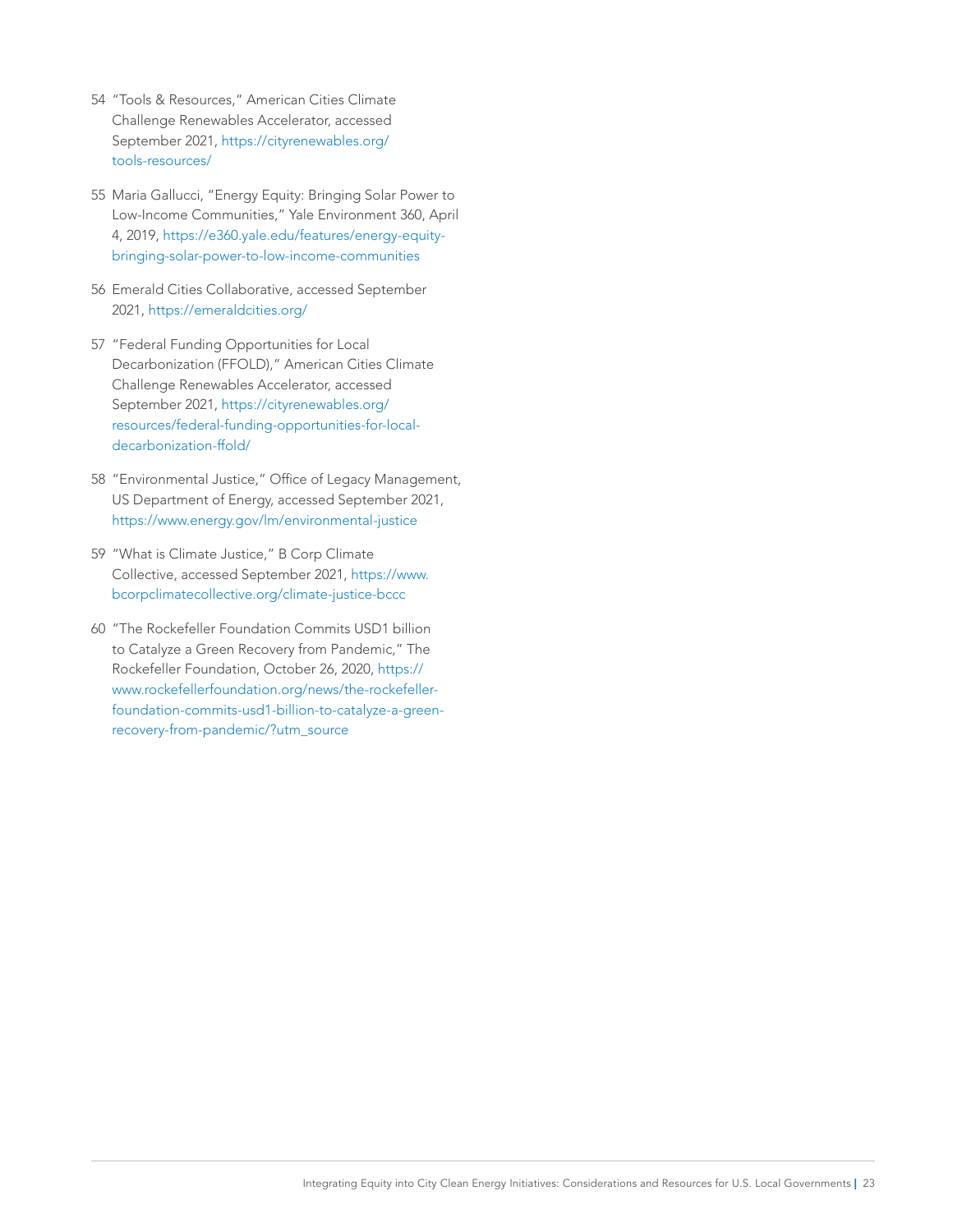54 "Tools & Resources," American Cities Climate Challenge Renewables Accelerator, accessed September 2021, https://cityrenewables.org/tools-resources/

55 Maria Gallucci, "Energy Equity: Bringing Solar Power to Low-Income Communities," Yale Environment 360, April 4, 2019, https://e360.yale.edu/features/energy-equity-bringing-solar-power-to-low-income-communities

56 Emerald Cities Collaborative, accessed September 2021, https://emeraldcities.org/

57 "Federal Funding Opportunities for Local Decarbonization (FFOLD)," American Cities Climate Challenge Renewables Accelerator, accessed September 2021, https://cityrenewables.org/resources/federal-funding-opportunities-for-local-decarbonization-ffold/

58 "Environmental Justice," Office of Legacy Management, US Department of Energy, accessed September 2021, https://www.energy.gov/lm/environmental-justice

59 "What is Climate Justice," B Corp Climate Collective, accessed September 2021, https://www.bcorpclimatecollective.org/climate-justice-bccc

60 "The Rockefeller Foundation Commits USD1 billion to Catalyze a Green Recovery from Pandemic," The Rockefeller Foundation, October 26, 2020, https://www.rockefellerfoundation.org/news/the-rockefeller-foundation-commits-usd1-billion-to-catalyze-a-green-recovery-from-pandemic/?utm_source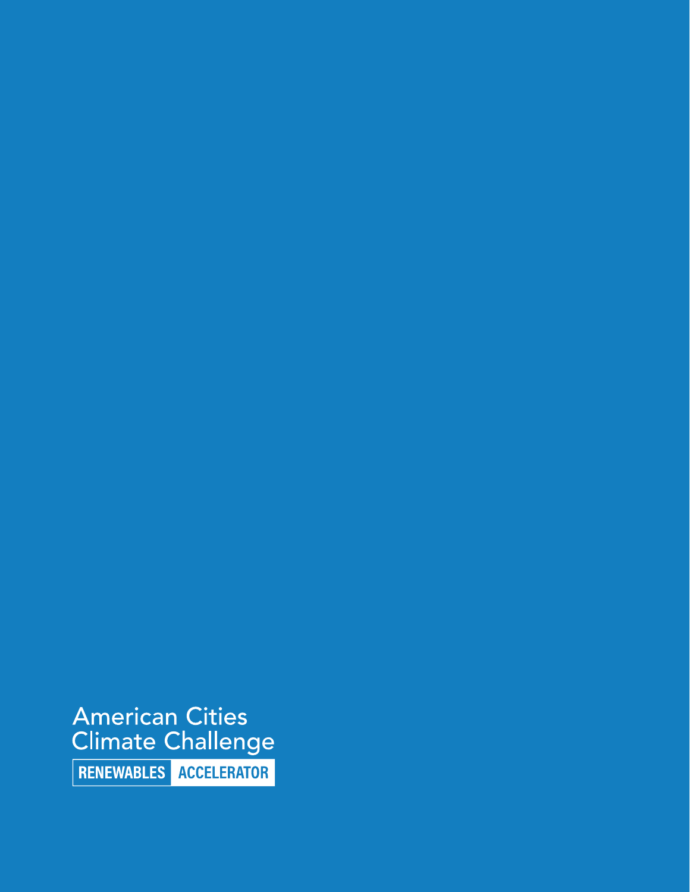American Cities Climate Challenge

RENEWABLES ACCELERATOR